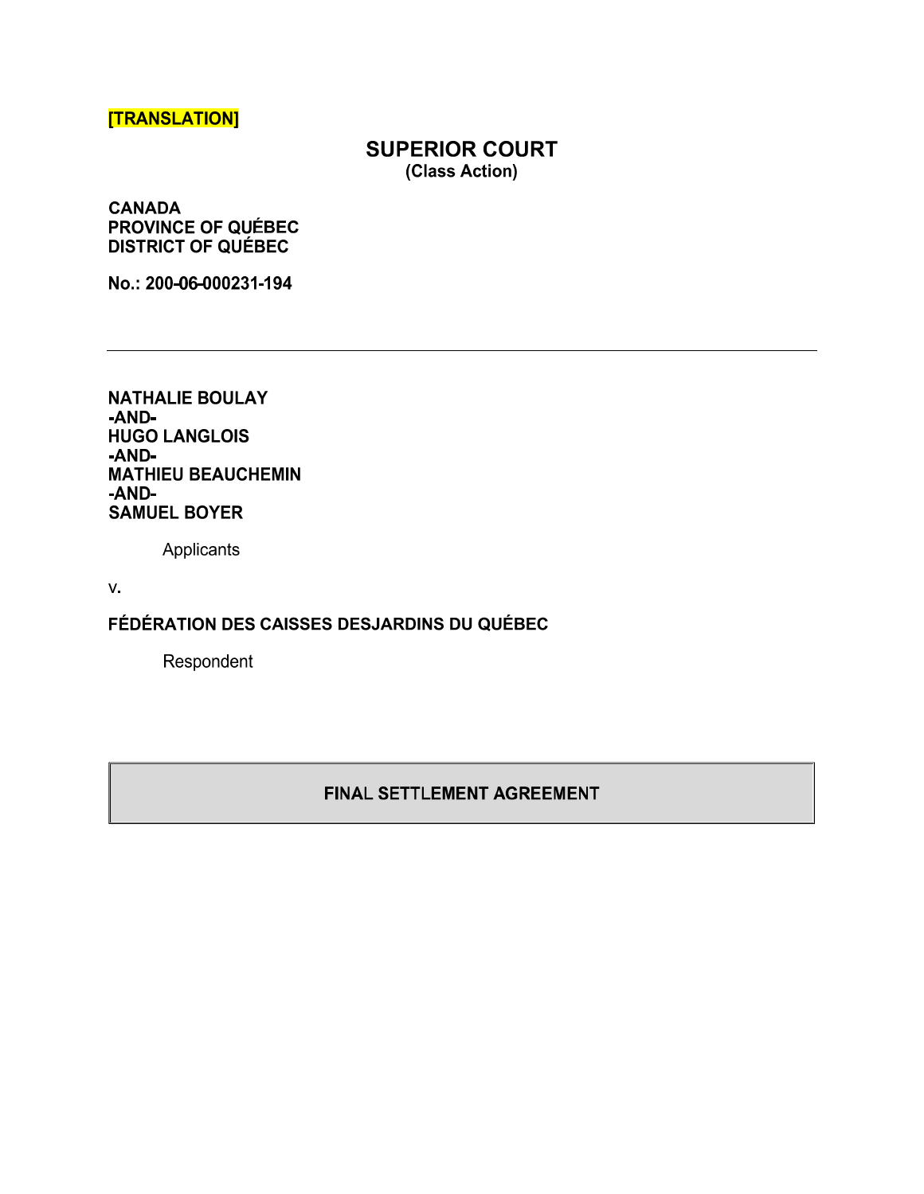**[TRANSLATION]**

# SUPERIOR COURT
**(Class Action)**

**CANADA**
**PROVINCE OF QUÉBEC**
**DISTRICT OF QUÉBEC**

**No.: 200-06-000231-194**

---

**NATHALIE BOULAY**
**-AND-**
**HUGO LANGLOIS**
**-AND-**
**MATHIEU BEAUCHEMIN**
**-AND-**
**SAMUEL BOYER**

Applicants

v.

**FÉDÉRATION DES CAISSES DESJARDINS DU QUÉBEC**

Respondent

## FINAL SETTLEMENT AGREEMENT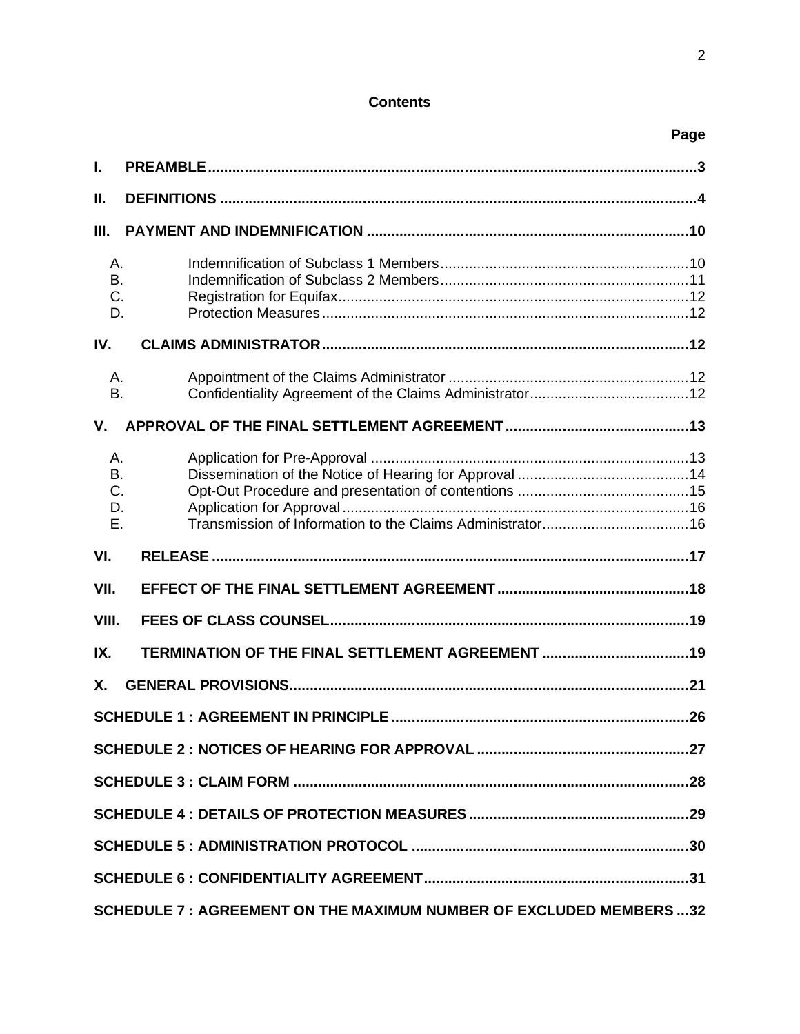## Contents

| | | Page |
|---|---|---|
| **I.** | **PREAMBLE** | **3** |
| **II.** | **DEFINITIONS** | **4** |
| **III.** | **PAYMENT AND INDEMNIFICATION** | **10** |
| A. | Indemnification of Subclass 1 Members | 10 |
| B. | Indemnification of Subclass 2 Members | 11 |
| C. | Registration for Equifax | 12 |
| D. | Protection Measures | 12 |
| **IV.** | **CLAIMS ADMINISTRATOR** | **12** |
| A. | Appointment of the Claims Administrator | 12 |
| B. | Confidentiality Agreement of the Claims Administrator | 12 |
| **V.** | **APPROVAL OF THE FINAL SETTLEMENT AGREEMENT** | **13** |
| A. | Application for Pre-Approval | 13 |
| B. | Dissemination of the Notice of Hearing for Approval | 14 |
| C. | Opt-Out Procedure and presentation of contentions | 15 |
| D. | Application for Approval | 16 |
| E. | Transmission of Information to the Claims Administrator | 16 |
| **VI.** | **RELEASE** | **17** |
| **VII.** | **EFFECT OF THE FINAL SETTLEMENT AGREEMENT** | **18** |
| **VIII.** | **FEES OF CLASS COUNSEL** | **19** |
| **IX.** | **TERMINATION OF THE FINAL SETTLEMENT AGREEMENT** | **19** |
| **X.** | **GENERAL PROVISIONS** | **21** |
| | **SCHEDULE 1 : AGREEMENT IN PRINCIPLE** | **26** |
| | **SCHEDULE 2 : NOTICES OF HEARING FOR APPROVAL** | **27** |
| | **SCHEDULE 3 : CLAIM FORM** | **28** |
| | **SCHEDULE 4 : DETAILS OF PROTECTION MEASURES** | **29** |
| | **SCHEDULE 5 : ADMINISTRATION PROTOCOL** | **30** |
| | **SCHEDULE 6 : CONFIDENTIALITY AGREEMENT** | **31** |
| | **SCHEDULE 7 : AGREEMENT ON THE MAXIMUM NUMBER OF EXCLUDED MEMBERS** | **32** |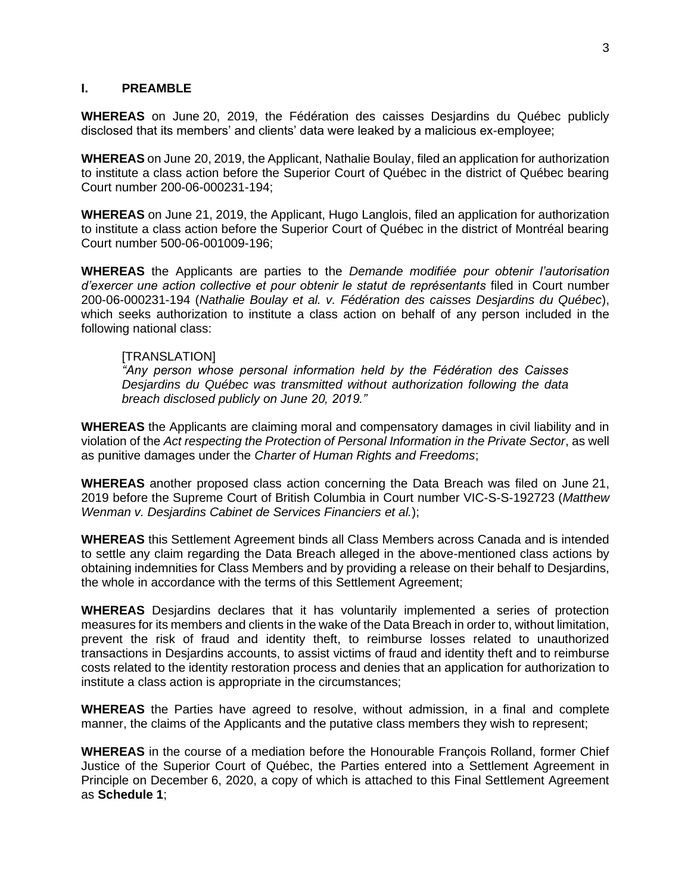## I. PREAMBLE

**WHEREAS** on June 20, 2019, the Fédération des caisses Desjardins du Québec publicly disclosed that its members' and clients' data were leaked by a malicious ex-employee;

**WHEREAS** on June 20, 2019, the Applicant, Nathalie Boulay, filed an application for authorization to institute a class action before the Superior Court of Québec in the district of Québec bearing Court number 200-06-000231-194;

**WHEREAS** on June 21, 2019, the Applicant, Hugo Langlois, filed an application for authorization to institute a class action before the Superior Court of Québec in the district of Montréal bearing Court number 500-06-001009-196;

**WHEREAS** the Applicants are parties to the *Demande modifiée pour obtenir l'autorisation d'exercer une action collective et pour obtenir le statut de représentants* filed in Court number 200-06-000231-194 (*Nathalie Boulay et al. v. Fédération des caisses Desjardins du Québec*), which seeks authorization to institute a class action on behalf of any person included in the following national class:

> [TRANSLATION]
> *"Any person whose personal information held by the Fédération des Caisses Desjardins du Québec was transmitted without authorization following the data breach disclosed publicly on June 20, 2019."*

**WHEREAS** the Applicants are claiming moral and compensatory damages in civil liability and in violation of the *Act respecting the Protection of Personal Information in the Private Sector*, as well as punitive damages under the *Charter of Human Rights and Freedoms*;

**WHEREAS** another proposed class action concerning the Data Breach was filed on June 21, 2019 before the Supreme Court of British Columbia in Court number VIC-S-S-192723 (*Matthew Wenman v. Desjardins Cabinet de Services Financiers et al.*);

**WHEREAS** this Settlement Agreement binds all Class Members across Canada and is intended to settle any claim regarding the Data Breach alleged in the above-mentioned class actions by obtaining indemnities for Class Members and by providing a release on their behalf to Desjardins, the whole in accordance with the terms of this Settlement Agreement;

**WHEREAS** Desjardins declares that it has voluntarily implemented a series of protection measures for its members and clients in the wake of the Data Breach in order to, without limitation, prevent the risk of fraud and identity theft, to reimburse losses related to unauthorized transactions in Desjardins accounts, to assist victims of fraud and identity theft and to reimburse costs related to the identity restoration process and denies that an application for authorization to institute a class action is appropriate in the circumstances;

**WHEREAS** the Parties have agreed to resolve, without admission, in a final and complete manner, the claims of the Applicants and the putative class members they wish to represent;

**WHEREAS** in the course of a mediation before the Honourable François Rolland, former Chief Justice of the Superior Court of Québec, the Parties entered into a Settlement Agreement in Principle on December 6, 2020, a copy of which is attached to this Final Settlement Agreement as **Schedule 1**;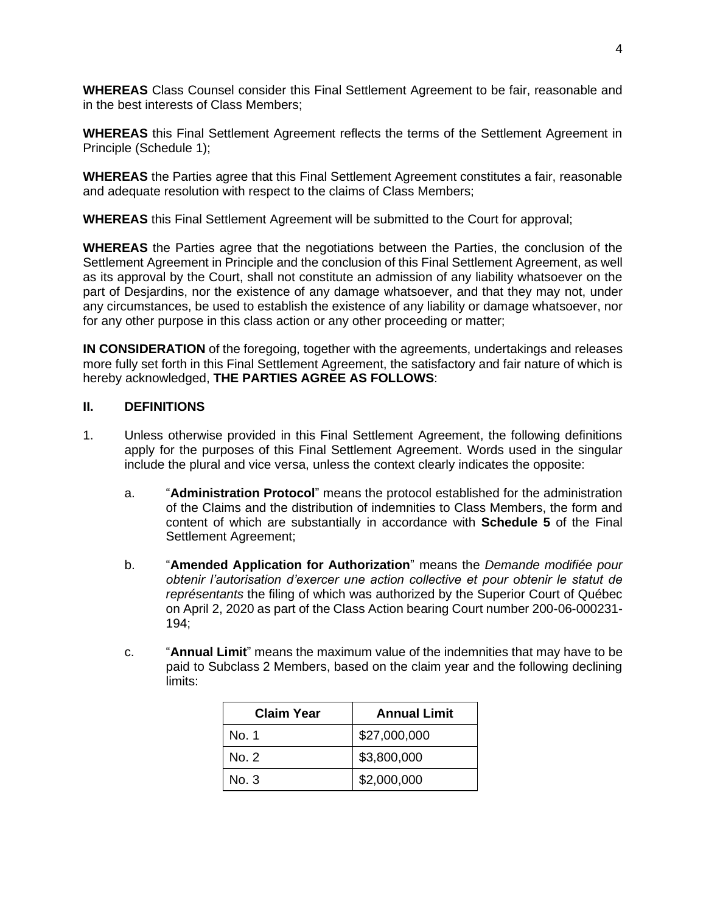**WHEREAS** Class Counsel consider this Final Settlement Agreement to be fair, reasonable and in the best interests of Class Members;

**WHEREAS** this Final Settlement Agreement reflects the terms of the Settlement Agreement in Principle (Schedule 1);

**WHEREAS** the Parties agree that this Final Settlement Agreement constitutes a fair, reasonable and adequate resolution with respect to the claims of Class Members;

**WHEREAS** this Final Settlement Agreement will be submitted to the Court for approval;

**WHEREAS** the Parties agree that the negotiations between the Parties, the conclusion of the Settlement Agreement in Principle and the conclusion of this Final Settlement Agreement, as well as its approval by the Court, shall not constitute an admission of any liability whatsoever on the part of Desjardins, nor the existence of any damage whatsoever, and that they may not, under any circumstances, be used to establish the existence of any liability or damage whatsoever, nor for any other purpose in this class action or any other proceeding or matter;

**IN CONSIDERATION** of the foregoing, together with the agreements, undertakings and releases more fully set forth in this Final Settlement Agreement, the satisfactory and fair nature of which is hereby acknowledged, **THE PARTIES AGREE AS FOLLOWS**:

## II. DEFINITIONS

1. Unless otherwise provided in this Final Settlement Agreement, the following definitions apply for the purposes of this Final Settlement Agreement. Words used in the singular include the plural and vice versa, unless the context clearly indicates the opposite:

   a. "**Administration Protocol**" means the protocol established for the administration of the Claims and the distribution of indemnities to Class Members, the form and content of which are substantially in accordance with **Schedule 5** of the Final Settlement Agreement;

   b. "**Amended Application for Authorization**" means the *Demande modifiée pour obtenir l'autorisation d'exercer une action collective et pour obtenir le statut de représentants* the filing of which was authorized by the Superior Court of Québec on April 2, 2020 as part of the Class Action bearing Court number 200-06-000231-194;

   c. "**Annual Limit**" means the maximum value of the indemnities that may have to be paid to Subclass 2 Members, based on the claim year and the following declining limits:

| Claim Year | Annual Limit |
|---|---|
| No. 1 | \$27,000,000 |
| No. 2 | \$3,800,000 |
| No. 3 | \$2,000,000 |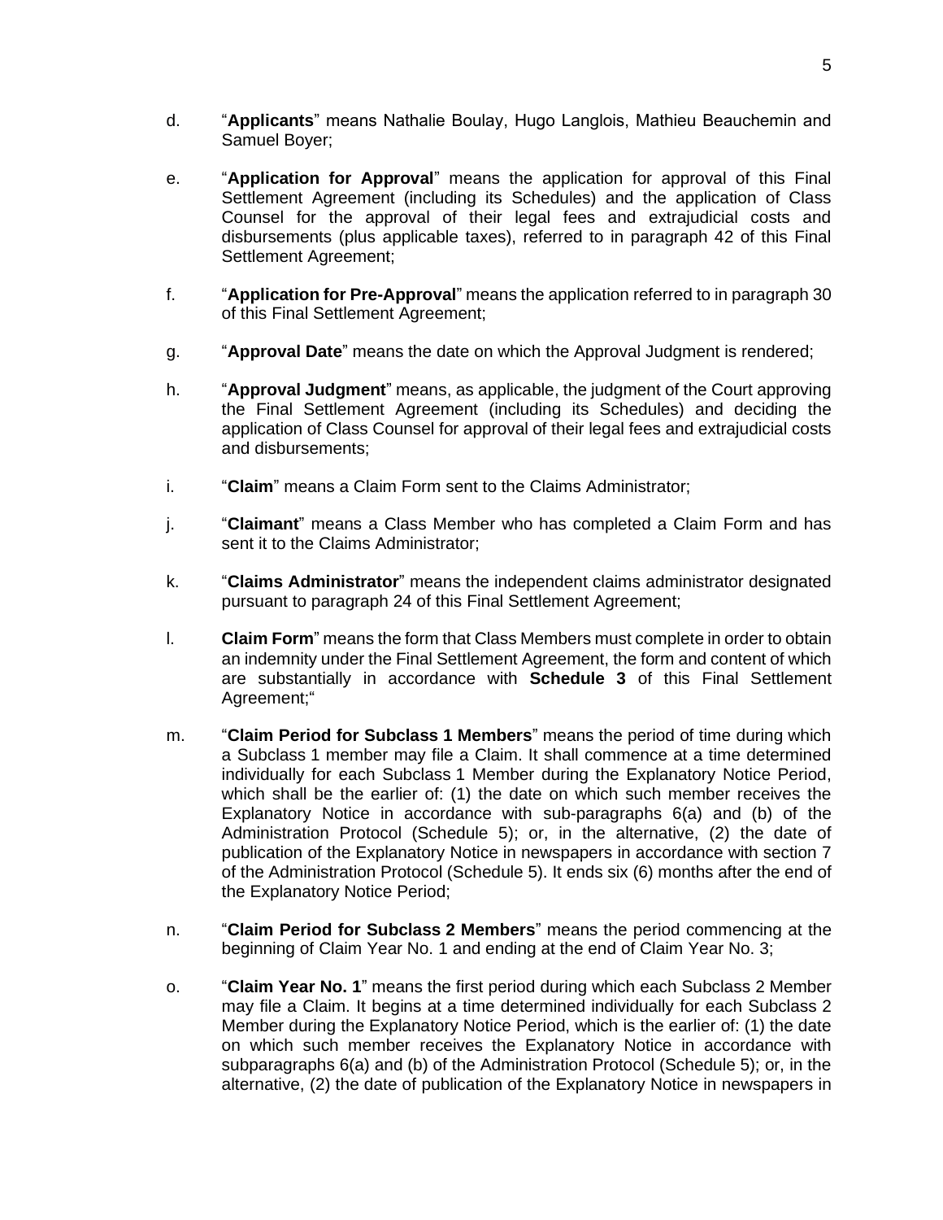d. "**Applicants**" means Nathalie Boulay, Hugo Langlois, Mathieu Beauchemin and Samuel Boyer;

e. "**Application for Approval**" means the application for approval of this Final Settlement Agreement (including its Schedules) and the application of Class Counsel for the approval of their legal fees and extrajudicial costs and disbursements (plus applicable taxes), referred to in paragraph 42 of this Final Settlement Agreement;

f. "**Application for Pre-Approval**" means the application referred to in paragraph 30 of this Final Settlement Agreement;

g. "**Approval Date**" means the date on which the Approval Judgment is rendered;

h. "**Approval Judgment**" means, as applicable, the judgment of the Court approving the Final Settlement Agreement (including its Schedules) and deciding the application of Class Counsel for approval of their legal fees and extrajudicial costs and disbursements;

i. "**Claim**" means a Claim Form sent to the Claims Administrator;

j. "**Claimant**" means a Class Member who has completed a Claim Form and has sent it to the Claims Administrator;

k. "**Claims Administrator**" means the independent claims administrator designated pursuant to paragraph 24 of this Final Settlement Agreement;

l. **Claim Form**" means the form that Class Members must complete in order to obtain an indemnity under the Final Settlement Agreement, the form and content of which are substantially in accordance with **Schedule 3** of this Final Settlement Agreement;"

m. "**Claim Period for Subclass 1 Members**" means the period of time during which a Subclass 1 member may file a Claim. It shall commence at a time determined individually for each Subclass 1 Member during the Explanatory Notice Period, which shall be the earlier of: (1) the date on which such member receives the Explanatory Notice in accordance with sub-paragraphs 6(a) and (b) of the Administration Protocol (Schedule 5); or, in the alternative, (2) the date of publication of the Explanatory Notice in newspapers in accordance with section 7 of the Administration Protocol (Schedule 5). It ends six (6) months after the end of the Explanatory Notice Period;

n. "**Claim Period for Subclass 2 Members**" means the period commencing at the beginning of Claim Year No. 1 and ending at the end of Claim Year No. 3;

o. "**Claim Year No. 1**" means the first period during which each Subclass 2 Member may file a Claim. It begins at a time determined individually for each Subclass 2 Member during the Explanatory Notice Period, which is the earlier of: (1) the date on which such member receives the Explanatory Notice in accordance with subparagraphs 6(a) and (b) of the Administration Protocol (Schedule 5); or, in the alternative, (2) the date of publication of the Explanatory Notice in newspapers in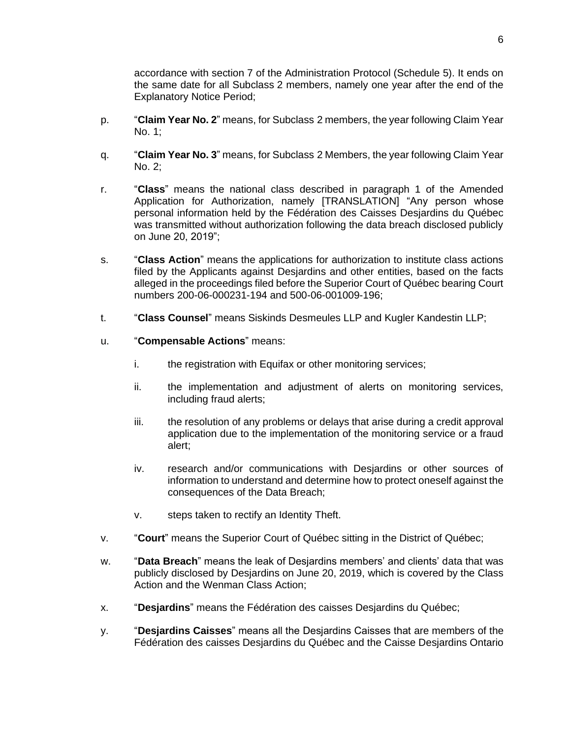accordance with section 7 of the Administration Protocol (Schedule 5). It ends on the same date for all Subclass 2 members, namely one year after the end of the Explanatory Notice Period;

p. "**Claim Year No. 2**" means, for Subclass 2 members, the year following Claim Year No. 1;

q. "**Claim Year No. 3**" means, for Subclass 2 Members, the year following Claim Year No. 2;

r. "**Class**" means the national class described in paragraph 1 of the Amended Application for Authorization, namely [TRANSLATION] "Any person whose personal information held by the Fédération des Caisses Desjardins du Québec was transmitted without authorization following the data breach disclosed publicly on June 20, 2019";

s. "**Class Action**" means the applications for authorization to institute class actions filed by the Applicants against Desjardins and other entities, based on the facts alleged in the proceedings filed before the Superior Court of Québec bearing Court numbers 200-06-000231-194 and 500-06-001009-196;

t. "**Class Counsel**" means Siskinds Desmeules LLP and Kugler Kandestin LLP;

u. "**Compensable Actions**" means:

   i. the registration with Equifax or other monitoring services;

   ii. the implementation and adjustment of alerts on monitoring services, including fraud alerts;

   iii. the resolution of any problems or delays that arise during a credit approval application due to the implementation of the monitoring service or a fraud alert;

   iv. research and/or communications with Desjardins or other sources of information to understand and determine how to protect oneself against the consequences of the Data Breach;

   v. steps taken to rectify an Identity Theft.

v. "**Court**" means the Superior Court of Québec sitting in the District of Québec;

w. "**Data Breach**" means the leak of Desjardins members' and clients' data that was publicly disclosed by Desjardins on June 20, 2019, which is covered by the Class Action and the Wenman Class Action;

x. "**Desjardins**" means the Fédération des caisses Desjardins du Québec;

y. "**Desjardins Caisses**" means all the Desjardins Caisses that are members of the Fédération des caisses Desjardins du Québec and the Caisse Desjardins Ontario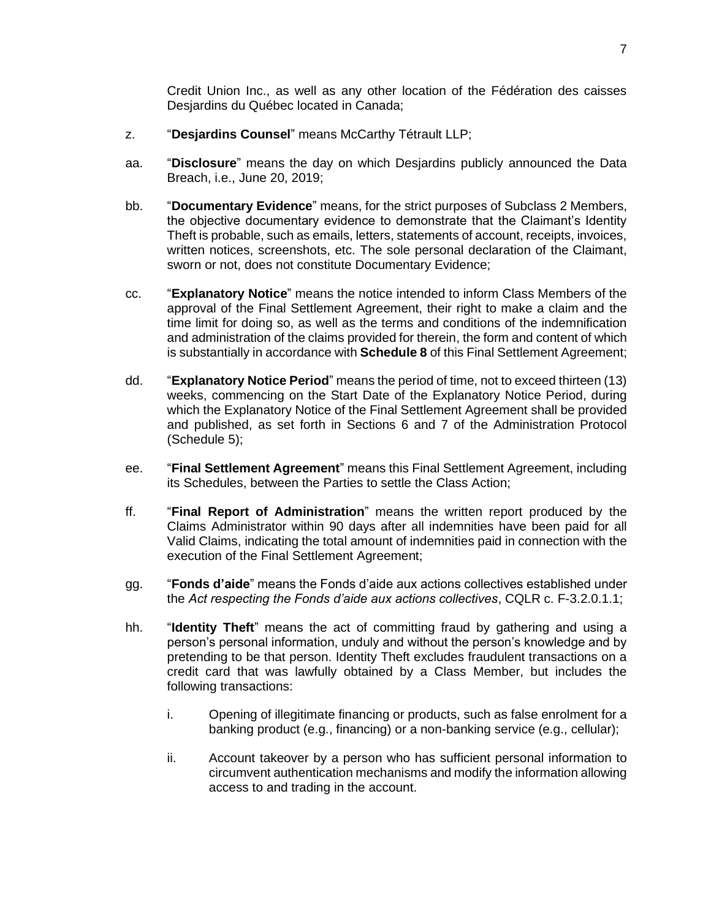Credit Union Inc., as well as any other location of the Fédération des caisses Desjardins du Québec located in Canada;

z. "**Desjardins Counsel**" means McCarthy Tétrault LLP;

aa. "**Disclosure**" means the day on which Desjardins publicly announced the Data Breach, i.e., June 20, 2019;

bb. "**Documentary Evidence**" means, for the strict purposes of Subclass 2 Members, the objective documentary evidence to demonstrate that the Claimant's Identity Theft is probable, such as emails, letters, statements of account, receipts, invoices, written notices, screenshots, etc. The sole personal declaration of the Claimant, sworn or not, does not constitute Documentary Evidence;

cc. "**Explanatory Notice**" means the notice intended to inform Class Members of the approval of the Final Settlement Agreement, their right to make a claim and the time limit for doing so, as well as the terms and conditions of the indemnification and administration of the claims provided for therein, the form and content of which is substantially in accordance with **Schedule 8** of this Final Settlement Agreement;

dd. "**Explanatory Notice Period**" means the period of time, not to exceed thirteen (13) weeks, commencing on the Start Date of the Explanatory Notice Period, during which the Explanatory Notice of the Final Settlement Agreement shall be provided and published, as set forth in Sections 6 and 7 of the Administration Protocol (Schedule 5);

ee. "**Final Settlement Agreement**" means this Final Settlement Agreement, including its Schedules, between the Parties to settle the Class Action;

ff. "**Final Report of Administration**" means the written report produced by the Claims Administrator within 90 days after all indemnities have been paid for all Valid Claims, indicating the total amount of indemnities paid in connection with the execution of the Final Settlement Agreement;

gg. "**Fonds d'aide**" means the Fonds d'aide aux actions collectives established under the *Act respecting the Fonds d'aide aux actions collectives*, CQLR c. F-3.2.0.1.1;

hh. "**Identity Theft**" means the act of committing fraud by gathering and using a person's personal information, unduly and without the person's knowledge and by pretending to be that person. Identity Theft excludes fraudulent transactions on a credit card that was lawfully obtained by a Class Member, but includes the following transactions:

   i. Opening of illegitimate financing or products, such as false enrolment for a banking product (e.g., financing) or a non-banking service (e.g., cellular);

   ii. Account takeover by a person who has sufficient personal information to circumvent authentication mechanisms and modify the information allowing access to and trading in the account.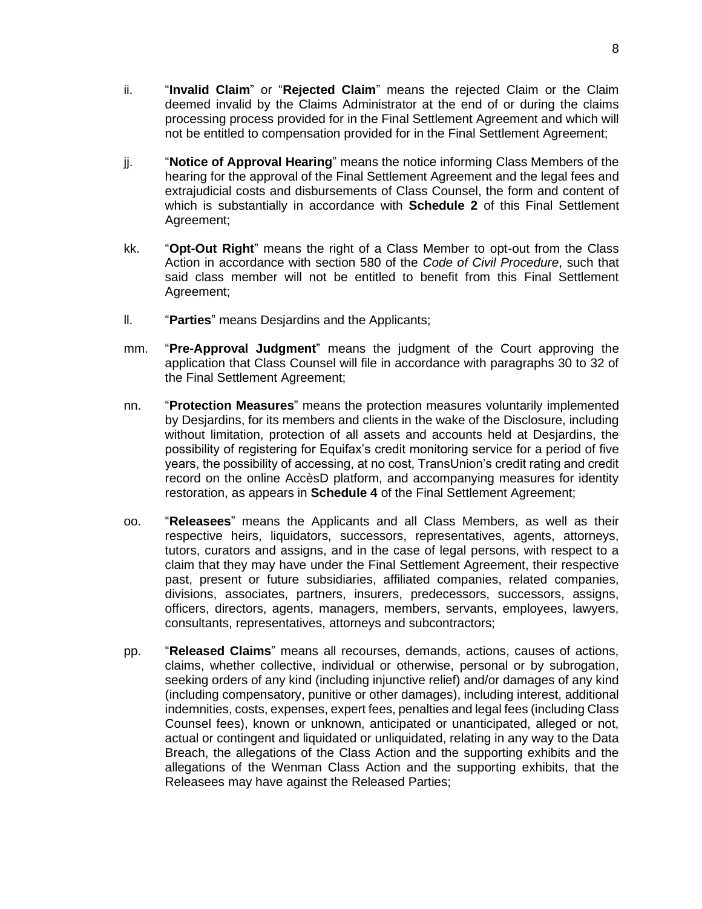ii. “**Invalid Claim**” or “**Rejected Claim**” means the rejected Claim or the Claim deemed invalid by the Claims Administrator at the end of or during the claims processing process provided for in the Final Settlement Agreement and which will not be entitled to compensation provided for in the Final Settlement Agreement;

jj. “**Notice of Approval Hearing**” means the notice informing Class Members of the hearing for the approval of the Final Settlement Agreement and the legal fees and extrajudicial costs and disbursements of Class Counsel, the form and content of which is substantially in accordance with **Schedule 2** of this Final Settlement Agreement;

kk. “**Opt-Out Right**” means the right of a Class Member to opt-out from the Class Action in accordance with section 580 of the *Code of Civil Procedure*, such that said class member will not be entitled to benefit from this Final Settlement Agreement;

ll. “**Parties**” means Desjardins and the Applicants;

mm. “**Pre-Approval Judgment**” means the judgment of the Court approving the application that Class Counsel will file in accordance with paragraphs 30 to 32 of the Final Settlement Agreement;

nn. “**Protection Measures**” means the protection measures voluntarily implemented by Desjardins, for its members and clients in the wake of the Disclosure, including without limitation, protection of all assets and accounts held at Desjardins, the possibility of registering for Equifax’s credit monitoring service for a period of five years, the possibility of accessing, at no cost, TransUnion’s credit rating and credit record on the online AccèsD platform, and accompanying measures for identity restoration, as appears in **Schedule 4** of the Final Settlement Agreement;

oo. “**Releasees**” means the Applicants and all Class Members, as well as their respective heirs, liquidators, successors, representatives, agents, attorneys, tutors, curators and assigns, and in the case of legal persons, with respect to a claim that they may have under the Final Settlement Agreement, their respective past, present or future subsidiaries, affiliated companies, related companies, divisions, associates, partners, insurers, predecessors, successors, assigns, officers, directors, agents, managers, members, servants, employees, lawyers, consultants, representatives, attorneys and subcontractors;

pp. “**Released Claims**” means all recourses, demands, actions, causes of actions, claims, whether collective, individual or otherwise, personal or by subrogation, seeking orders of any kind (including injunctive relief) and/or damages of any kind (including compensatory, punitive or other damages), including interest, additional indemnities, costs, expenses, expert fees, penalties and legal fees (including Class Counsel fees), known or unknown, anticipated or unanticipated, alleged or not, actual or contingent and liquidated or unliquidated, relating in any way to the Data Breach, the allegations of the Class Action and the supporting exhibits and the allegations of the Wenman Class Action and the supporting exhibits, that the Releasees may have against the Released Parties;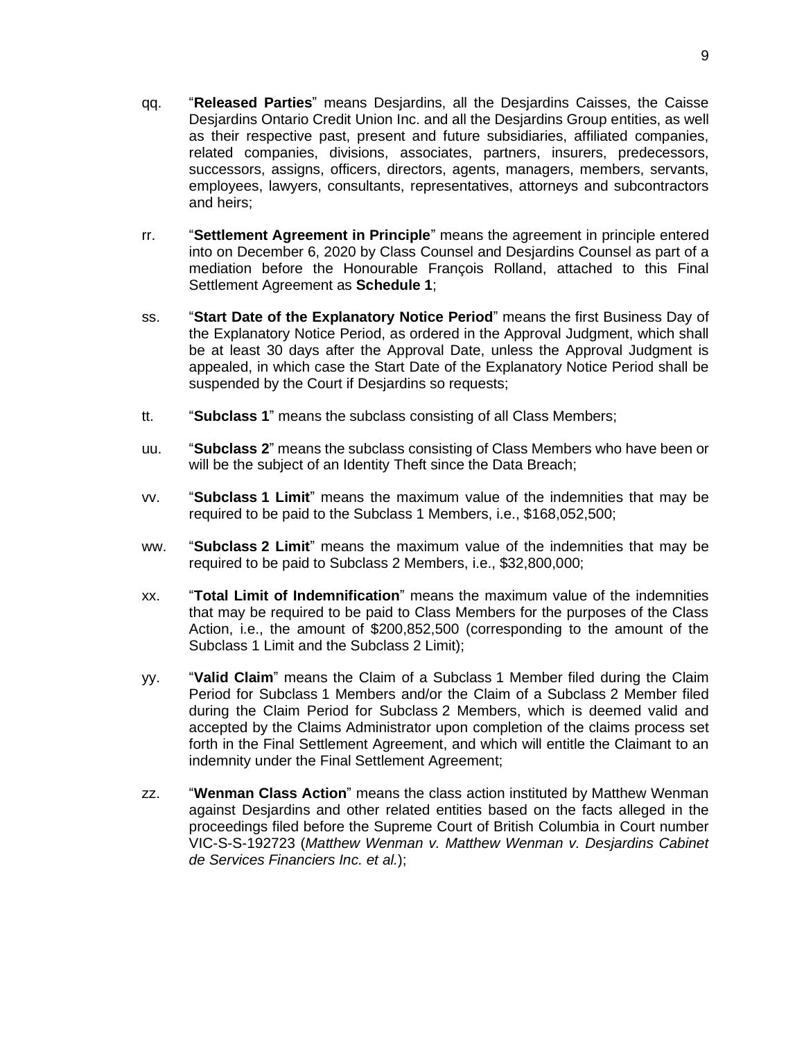qq. “**Released Parties**” means Desjardins, all the Desjardins Caisses, the Caisse Desjardins Ontario Credit Union Inc. and all the Desjardins Group entities, as well as their respective past, present and future subsidiaries, affiliated companies, related companies, divisions, associates, partners, insurers, predecessors, successors, assigns, officers, directors, agents, managers, members, servants, employees, lawyers, consultants, representatives, attorneys and subcontractors and heirs;

rr. “**Settlement Agreement in Principle**” means the agreement in principle entered into on December 6, 2020 by Class Counsel and Desjardins Counsel as part of a mediation before the Honourable François Rolland, attached to this Final Settlement Agreement as **Schedule 1**;

ss. “**Start Date of the Explanatory Notice Period**” means the first Business Day of the Explanatory Notice Period, as ordered in the Approval Judgment, which shall be at least 30 days after the Approval Date, unless the Approval Judgment is appealed, in which case the Start Date of the Explanatory Notice Period shall be suspended by the Court if Desjardins so requests;

tt. “**Subclass 1**” means the subclass consisting of all Class Members;

uu. “**Subclass 2**” means the subclass consisting of Class Members who have been or will be the subject of an Identity Theft since the Data Breach;

vv. “**Subclass 1 Limit**” means the maximum value of the indemnities that may be required to be paid to the Subclass 1 Members, i.e., $168,052,500;

ww. “**Subclass 2 Limit**” means the maximum value of the indemnities that may be required to be paid to Subclass 2 Members, i.e., $32,800,000;

xx. “**Total Limit of Indemnification**” means the maximum value of the indemnities that may be required to be paid to Class Members for the purposes of the Class Action, i.e., the amount of $200,852,500 (corresponding to the amount of the Subclass 1 Limit and the Subclass 2 Limit);

yy. “**Valid Claim**” means the Claim of a Subclass 1 Member filed during the Claim Period for Subclass 1 Members and/or the Claim of a Subclass 2 Member filed during the Claim Period for Subclass 2 Members, which is deemed valid and accepted by the Claims Administrator upon completion of the claims process set forth in the Final Settlement Agreement, and which will entitle the Claimant to an indemnity under the Final Settlement Agreement;

zz. “**Wenman Class Action**” means the class action instituted by Matthew Wenman against Desjardins and other related entities based on the facts alleged in the proceedings filed before the Supreme Court of British Columbia in Court number VIC-S-S-192723 (*Matthew Wenman v. Matthew Wenman v. Desjardins Cabinet de Services Financiers Inc. et al.*);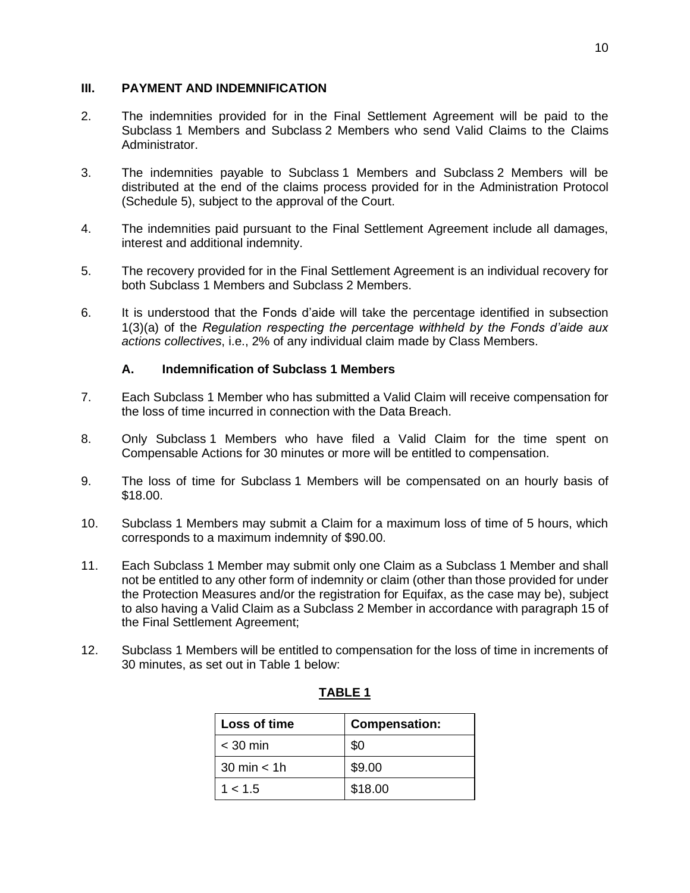## III. PAYMENT AND INDEMNIFICATION

2. The indemnities provided for in the Final Settlement Agreement will be paid to the Subclass 1 Members and Subclass 2 Members who send Valid Claims to the Claims Administrator.

3. The indemnities payable to Subclass 1 Members and Subclass 2 Members will be distributed at the end of the claims process provided for in the Administration Protocol (Schedule 5), subject to the approval of the Court.

4. The indemnities paid pursuant to the Final Settlement Agreement include all damages, interest and additional indemnity.

5. The recovery provided for in the Final Settlement Agreement is an individual recovery for both Subclass 1 Members and Subclass 2 Members.

6. It is understood that the Fonds d'aide will take the percentage identified in subsection 1(3)(a) of the *Regulation respecting the percentage withheld by the Fonds d'aide aux actions collectives*, i.e., 2% of any individual claim made by Class Members.

### A. Indemnification of Subclass 1 Members

7. Each Subclass 1 Member who has submitted a Valid Claim will receive compensation for the loss of time incurred in connection with the Data Breach.

8. Only Subclass 1 Members who have filed a Valid Claim for the time spent on Compensable Actions for 30 minutes or more will be entitled to compensation.

9. The loss of time for Subclass 1 Members will be compensated on an hourly basis of $18.00.

10. Subclass 1 Members may submit a Claim for a maximum loss of time of 5 hours, which corresponds to a maximum indemnity of $90.00.

11. Each Subclass 1 Member may submit only one Claim as a Subclass 1 Member and shall not be entitled to any other form of indemnity or claim (other than those provided for under the Protection Measures and/or the registration for Equifax, as the case may be), subject to also having a Valid Claim as a Subclass 2 Member in accordance with paragraph 15 of the Final Settlement Agreement;

12. Subclass 1 Members will be entitled to compensation for the loss of time in increments of 30 minutes, as set out in Table 1 below:

**TABLE 1**

| Loss of time | Compensation: |
|---|---|
| < 30 min | $0 |
| 30 min < 1h | $9.00 |
| 1 < 1.5 | $18.00 |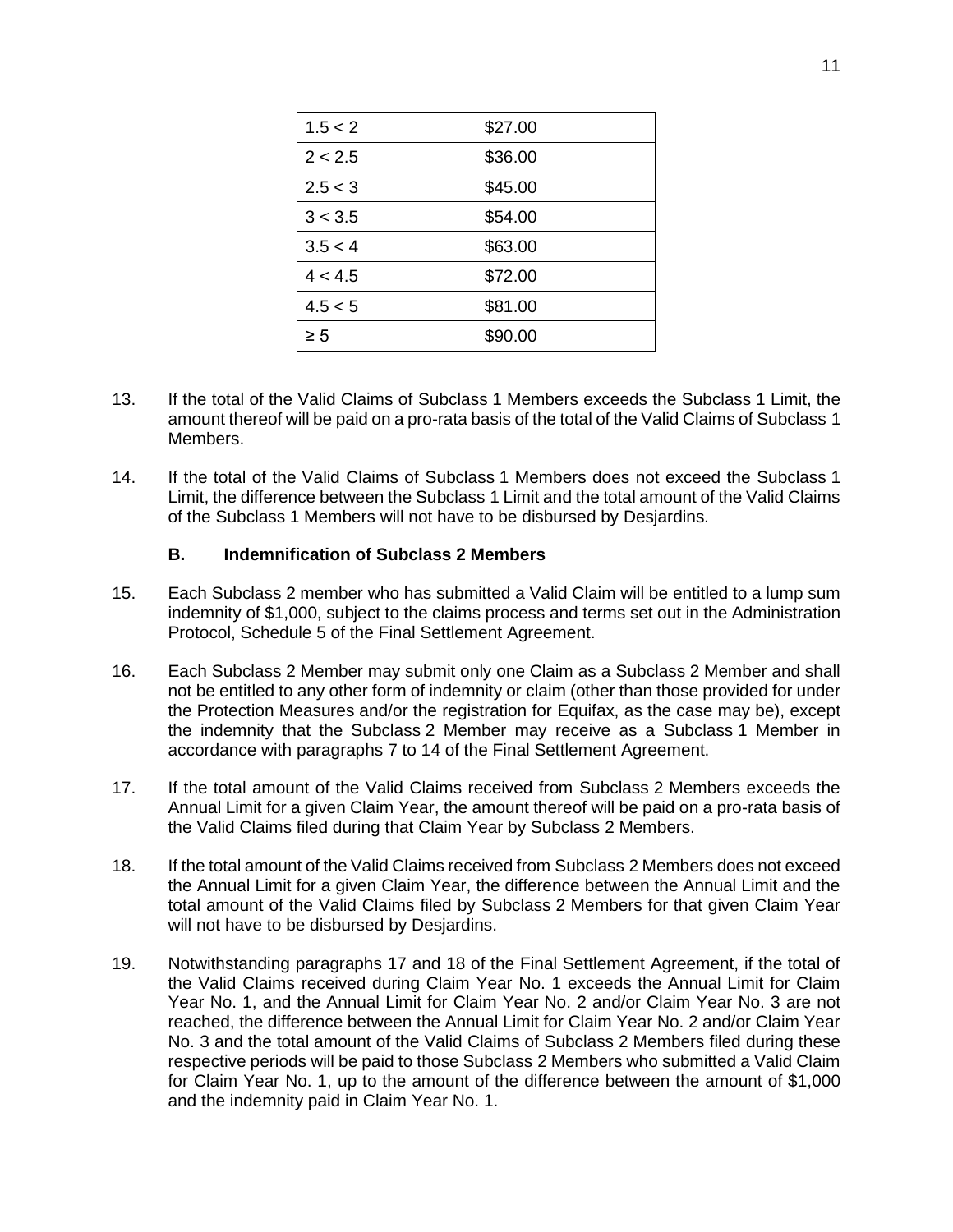| 1.5 < 2 | $27.00 |
|---|---|
| 2 < 2.5 | $36.00 |
| 2.5 < 3 | $45.00 |
| 3 < 3.5 | $54.00 |
| 3.5 < 4 | $63.00 |
| 4 < 4.5 | $72.00 |
| 4.5 < 5 | $81.00 |
| ≥ 5 | $90.00 |

13. If the total of the Valid Claims of Subclass 1 Members exceeds the Subclass 1 Limit, the amount thereof will be paid on a pro-rata basis of the total of the Valid Claims of Subclass 1 Members.

14. If the total of the Valid Claims of Subclass 1 Members does not exceed the Subclass 1 Limit, the difference between the Subclass 1 Limit and the total amount of the Valid Claims of the Subclass 1 Members will not have to be disbursed by Desjardins.

### B. Indemnification of Subclass 2 Members

15. Each Subclass 2 member who has submitted a Valid Claim will be entitled to a lump sum indemnity of $1,000, subject to the claims process and terms set out in the Administration Protocol, Schedule 5 of the Final Settlement Agreement.

16. Each Subclass 2 Member may submit only one Claim as a Subclass 2 Member and shall not be entitled to any other form of indemnity or claim (other than those provided for under the Protection Measures and/or the registration for Equifax, as the case may be), except the indemnity that the Subclass 2 Member may receive as a Subclass 1 Member in accordance with paragraphs 7 to 14 of the Final Settlement Agreement.

17. If the total amount of the Valid Claims received from Subclass 2 Members exceeds the Annual Limit for a given Claim Year, the amount thereof will be paid on a pro-rata basis of the Valid Claims filed during that Claim Year by Subclass 2 Members.

18. If the total amount of the Valid Claims received from Subclass 2 Members does not exceed the Annual Limit for a given Claim Year, the difference between the Annual Limit and the total amount of the Valid Claims filed by Subclass 2 Members for that given Claim Year will not have to be disbursed by Desjardins.

19. Notwithstanding paragraphs 17 and 18 of the Final Settlement Agreement, if the total of the Valid Claims received during Claim Year No. 1 exceeds the Annual Limit for Claim Year No. 1, and the Annual Limit for Claim Year No. 2 and/or Claim Year No. 3 are not reached, the difference between the Annual Limit for Claim Year No. 2 and/or Claim Year No. 3 and the total amount of the Valid Claims of Subclass 2 Members filed during these respective periods will be paid to those Subclass 2 Members who submitted a Valid Claim for Claim Year No. 1, up to the amount of the difference between the amount of $1,000 and the indemnity paid in Claim Year No. 1.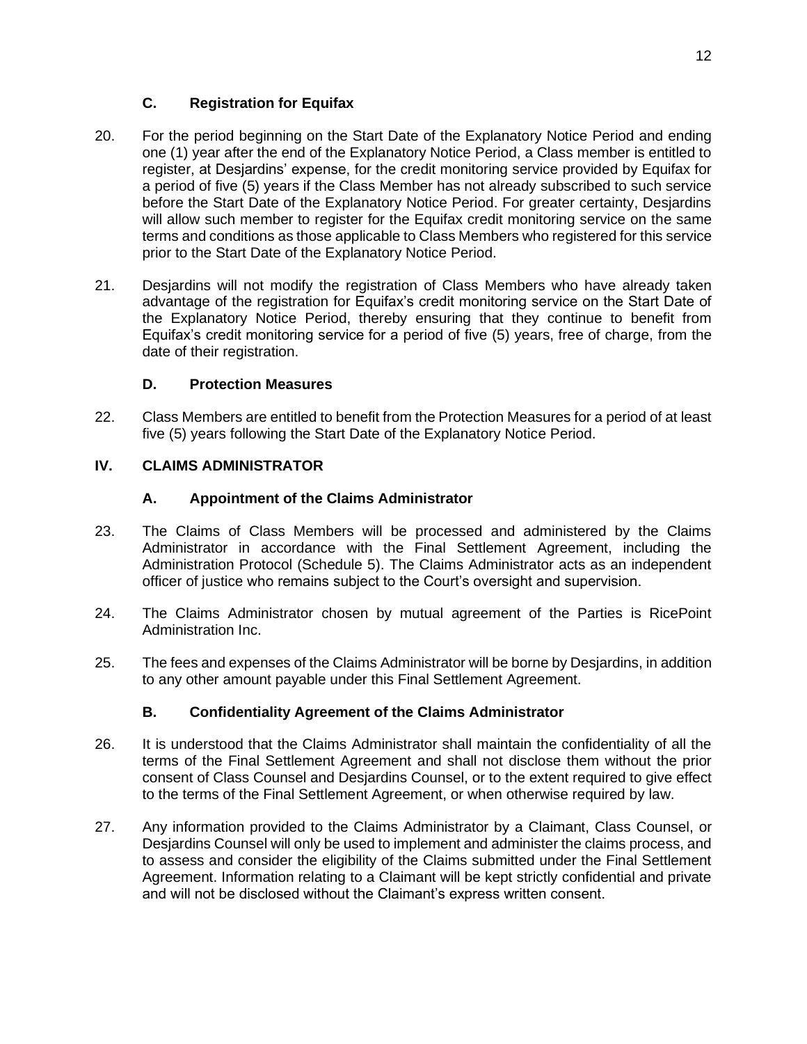### C. Registration for Equifax

20. For the period beginning on the Start Date of the Explanatory Notice Period and ending one (1) year after the end of the Explanatory Notice Period, a Class member is entitled to register, at Desjardins' expense, for the credit monitoring service provided by Equifax for a period of five (5) years if the Class Member has not already subscribed to such service before the Start Date of the Explanatory Notice Period. For greater certainty, Desjardins will allow such member to register for the Equifax credit monitoring service on the same terms and conditions as those applicable to Class Members who registered for this service prior to the Start Date of the Explanatory Notice Period.

21. Desjardins will not modify the registration of Class Members who have already taken advantage of the registration for Equifax's credit monitoring service on the Start Date of the Explanatory Notice Period, thereby ensuring that they continue to benefit from Equifax's credit monitoring service for a period of five (5) years, free of charge, from the date of their registration.

### D. Protection Measures

22. Class Members are entitled to benefit from the Protection Measures for a period of at least five (5) years following the Start Date of the Explanatory Notice Period.

## IV. CLAIMS ADMINISTRATOR

### A. Appointment of the Claims Administrator

23. The Claims of Class Members will be processed and administered by the Claims Administrator in accordance with the Final Settlement Agreement, including the Administration Protocol (Schedule 5). The Claims Administrator acts as an independent officer of justice who remains subject to the Court's oversight and supervision.

24. The Claims Administrator chosen by mutual agreement of the Parties is RicePoint Administration Inc.

25. The fees and expenses of the Claims Administrator will be borne by Desjardins, in addition to any other amount payable under this Final Settlement Agreement.

### B. Confidentiality Agreement of the Claims Administrator

26. It is understood that the Claims Administrator shall maintain the confidentiality of all the terms of the Final Settlement Agreement and shall not disclose them without the prior consent of Class Counsel and Desjardins Counsel, or to the extent required to give effect to the terms of the Final Settlement Agreement, or when otherwise required by law.

27. Any information provided to the Claims Administrator by a Claimant, Class Counsel, or Desjardins Counsel will only be used to implement and administer the claims process, and to assess and consider the eligibility of the Claims submitted under the Final Settlement Agreement. Information relating to a Claimant will be kept strictly confidential and private and will not be disclosed without the Claimant's express written consent.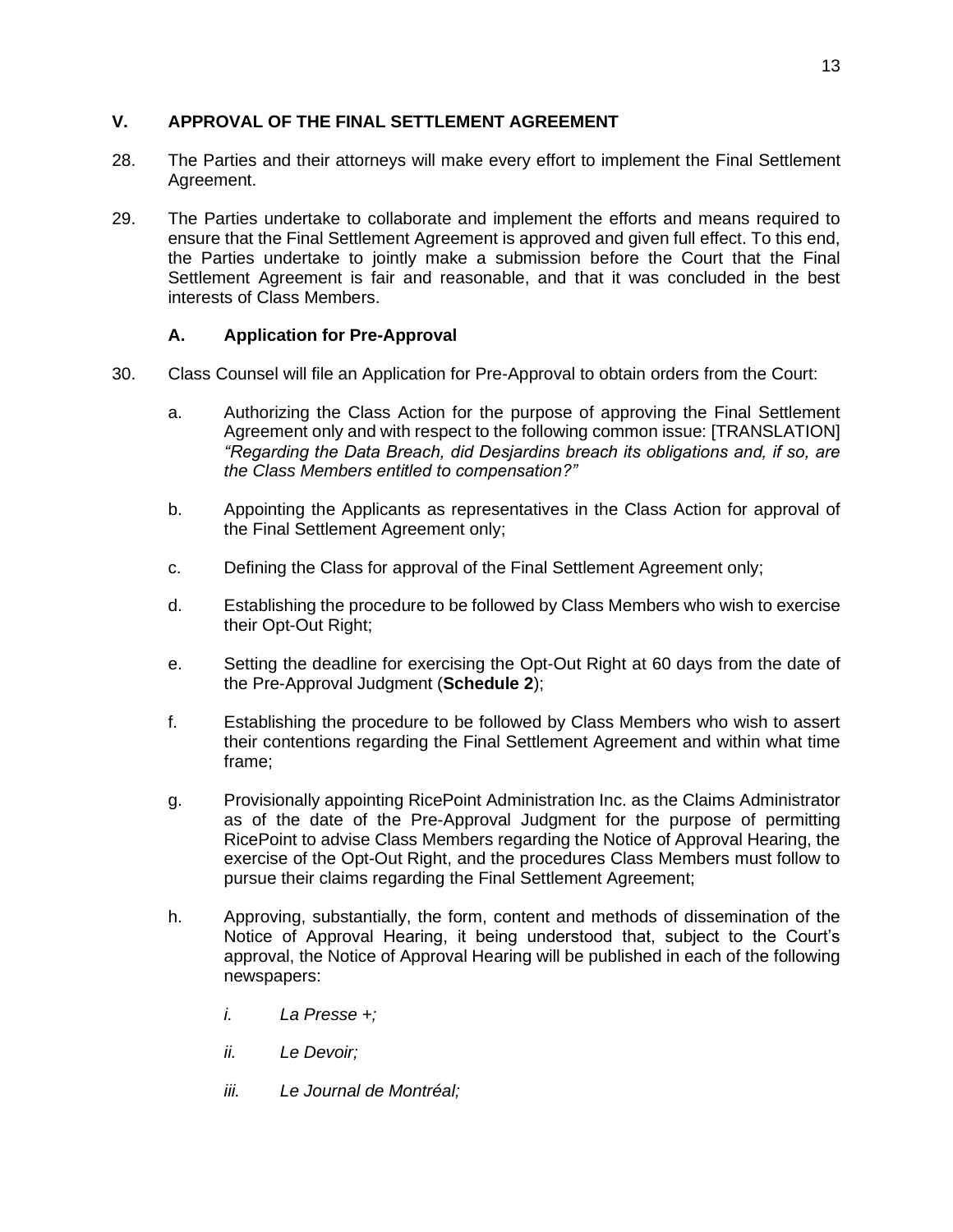## V. APPROVAL OF THE FINAL SETTLEMENT AGREEMENT

28. The Parties and their attorneys will make every effort to implement the Final Settlement Agreement.

29. The Parties undertake to collaborate and implement the efforts and means required to ensure that the Final Settlement Agreement is approved and given full effect. To this end, the Parties undertake to jointly make a submission before the Court that the Final Settlement Agreement is fair and reasonable, and that it was concluded in the best interests of Class Members.

### A. Application for Pre-Approval

30. Class Counsel will file an Application for Pre-Approval to obtain orders from the Court:

    a. Authorizing the Class Action for the purpose of approving the Final Settlement Agreement only and with respect to the following common issue: [TRANSLATION] *"Regarding the Data Breach, did Desjardins breach its obligations and, if so, are the Class Members entitled to compensation?"*

    b. Appointing the Applicants as representatives in the Class Action for approval of the Final Settlement Agreement only;

    c. Defining the Class for approval of the Final Settlement Agreement only;

    d. Establishing the procedure to be followed by Class Members who wish to exercise their Opt-Out Right;

    e. Setting the deadline for exercising the Opt-Out Right at 60 days from the date of the Pre-Approval Judgment (**Schedule 2**);

    f. Establishing the procedure to be followed by Class Members who wish to assert their contentions regarding the Final Settlement Agreement and within what time frame;

    g. Provisionally appointing RicePoint Administration Inc. as the Claims Administrator as of the date of the Pre-Approval Judgment for the purpose of permitting RicePoint to advise Class Members regarding the Notice of Approval Hearing, the exercise of the Opt-Out Right, and the procedures Class Members must follow to pursue their claims regarding the Final Settlement Agreement;

    h. Approving, substantially, the form, content and methods of dissemination of the Notice of Approval Hearing, it being understood that, subject to the Court's approval, the Notice of Approval Hearing will be published in each of the following newspapers:

        *i. La Presse +;*

        *ii. Le Devoir;*

        *iii. Le Journal de Montréal;*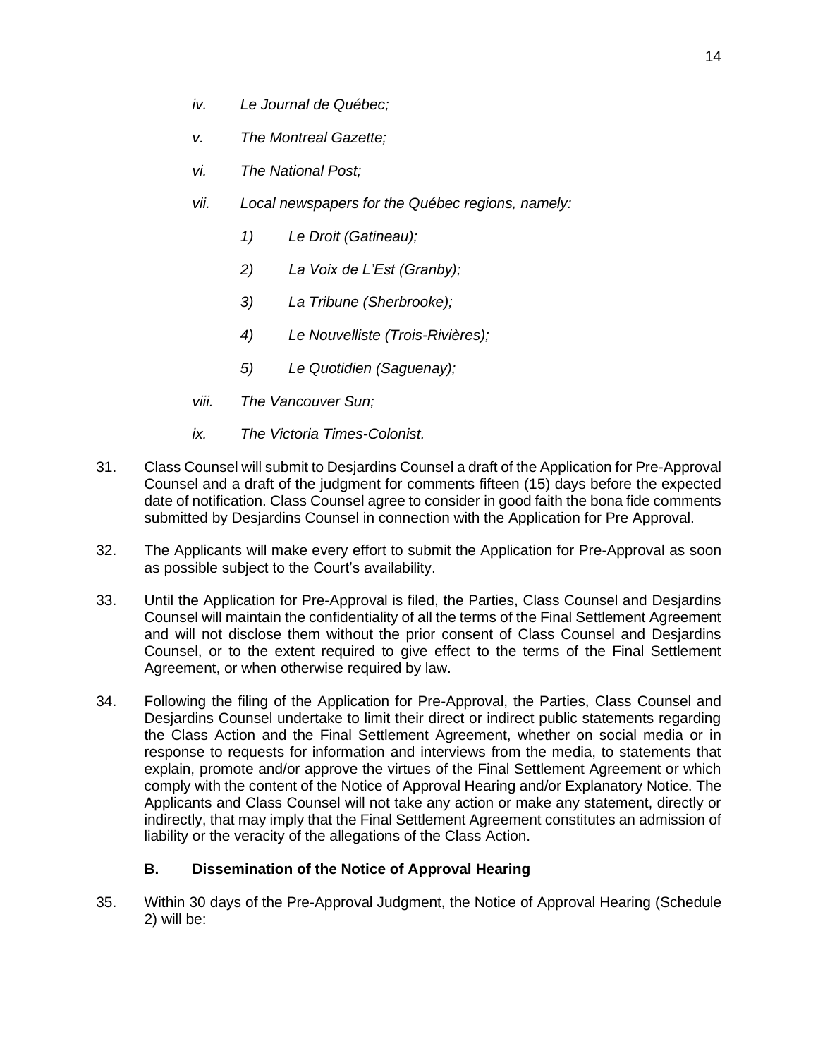*iv. Le Journal de Québec;*

*v. The Montreal Gazette;*

*vi. The National Post;*

*vii. Local newspapers for the Québec regions, namely:*

*1) Le Droit (Gatineau);*

*2) La Voix de L'Est (Granby);*

*3) La Tribune (Sherbrooke);*

*4) Le Nouvelliste (Trois-Rivières);*

*5) Le Quotidien (Saguenay);*

*viii. The Vancouver Sun;*

*ix. The Victoria Times-Colonist.*

31. Class Counsel will submit to Desjardins Counsel a draft of the Application for Pre-Approval Counsel and a draft of the judgment for comments fifteen (15) days before the expected date of notification. Class Counsel agree to consider in good faith the bona fide comments submitted by Desjardins Counsel in connection with the Application for Pre Approval.

32. The Applicants will make every effort to submit the Application for Pre-Approval as soon as possible subject to the Court's availability.

33. Until the Application for Pre-Approval is filed, the Parties, Class Counsel and Desjardins Counsel will maintain the confidentiality of all the terms of the Final Settlement Agreement and will not disclose them without the prior consent of Class Counsel and Desjardins Counsel, or to the extent required to give effect to the terms of the Final Settlement Agreement, or when otherwise required by law.

34. Following the filing of the Application for Pre-Approval, the Parties, Class Counsel and Desjardins Counsel undertake to limit their direct or indirect public statements regarding the Class Action and the Final Settlement Agreement, whether on social media or in response to requests for information and interviews from the media, to statements that explain, promote and/or approve the virtues of the Final Settlement Agreement or which comply with the content of the Notice of Approval Hearing and/or Explanatory Notice. The Applicants and Class Counsel will not take any action or make any statement, directly or indirectly, that may imply that the Final Settlement Agreement constitutes an admission of liability or the veracity of the allegations of the Class Action.

### B. Dissemination of the Notice of Approval Hearing

35. Within 30 days of the Pre-Approval Judgment, the Notice of Approval Hearing (Schedule 2) will be: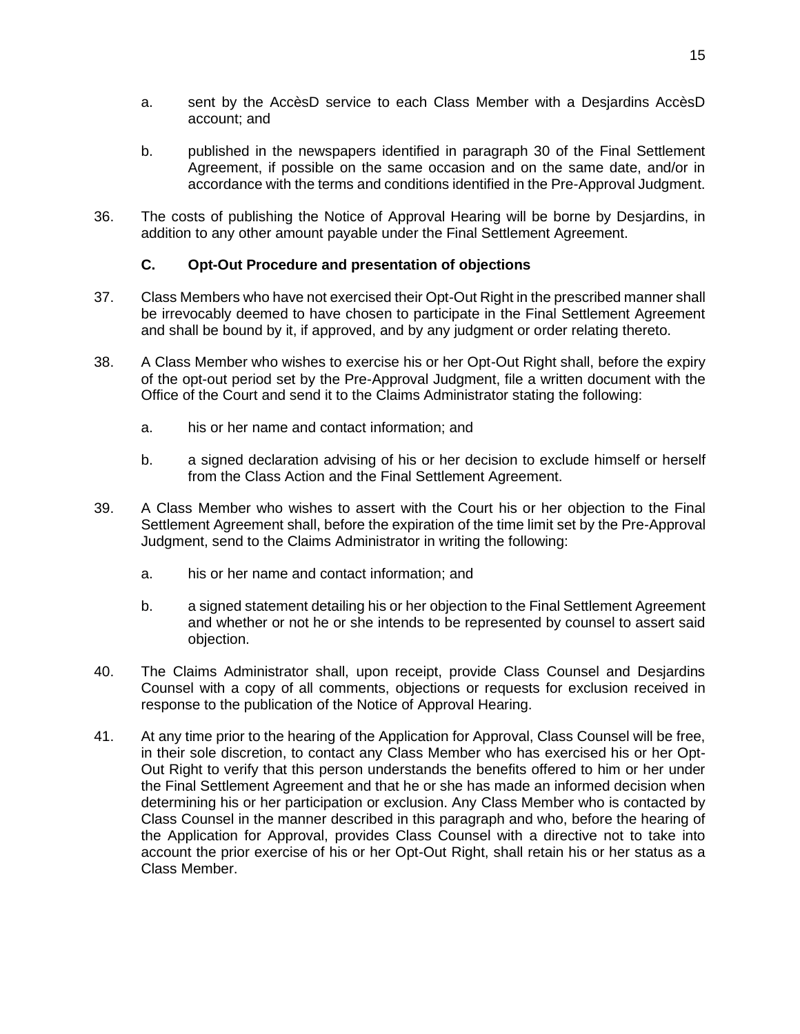a. sent by the AccèsD service to each Class Member with a Desjardins AccèsD account; and

b. published in the newspapers identified in paragraph 30 of the Final Settlement Agreement, if possible on the same occasion and on the same date, and/or in accordance with the terms and conditions identified in the Pre-Approval Judgment.

36. The costs of publishing the Notice of Approval Hearing will be borne by Desjardins, in addition to any other amount payable under the Final Settlement Agreement.

### C. Opt-Out Procedure and presentation of objections

37. Class Members who have not exercised their Opt-Out Right in the prescribed manner shall be irrevocably deemed to have chosen to participate in the Final Settlement Agreement and shall be bound by it, if approved, and by any judgment or order relating thereto.

38. A Class Member who wishes to exercise his or her Opt-Out Right shall, before the expiry of the opt-out period set by the Pre-Approval Judgment, file a written document with the Office of the Court and send it to the Claims Administrator stating the following:

a. his or her name and contact information; and

b. a signed declaration advising of his or her decision to exclude himself or herself from the Class Action and the Final Settlement Agreement.

39. A Class Member who wishes to assert with the Court his or her objection to the Final Settlement Agreement shall, before the expiration of the time limit set by the Pre-Approval Judgment, send to the Claims Administrator in writing the following:

a. his or her name and contact information; and

b. a signed statement detailing his or her objection to the Final Settlement Agreement and whether or not he or she intends to be represented by counsel to assert said objection.

40. The Claims Administrator shall, upon receipt, provide Class Counsel and Desjardins Counsel with a copy of all comments, objections or requests for exclusion received in response to the publication of the Notice of Approval Hearing.

41. At any time prior to the hearing of the Application for Approval, Class Counsel will be free, in their sole discretion, to contact any Class Member who has exercised his or her Opt-Out Right to verify that this person understands the benefits offered to him or her under the Final Settlement Agreement and that he or she has made an informed decision when determining his or her participation or exclusion. Any Class Member who is contacted by Class Counsel in the manner described in this paragraph and who, before the hearing of the Application for Approval, provides Class Counsel with a directive not to take into account the prior exercise of his or her Opt-Out Right, shall retain his or her status as a Class Member.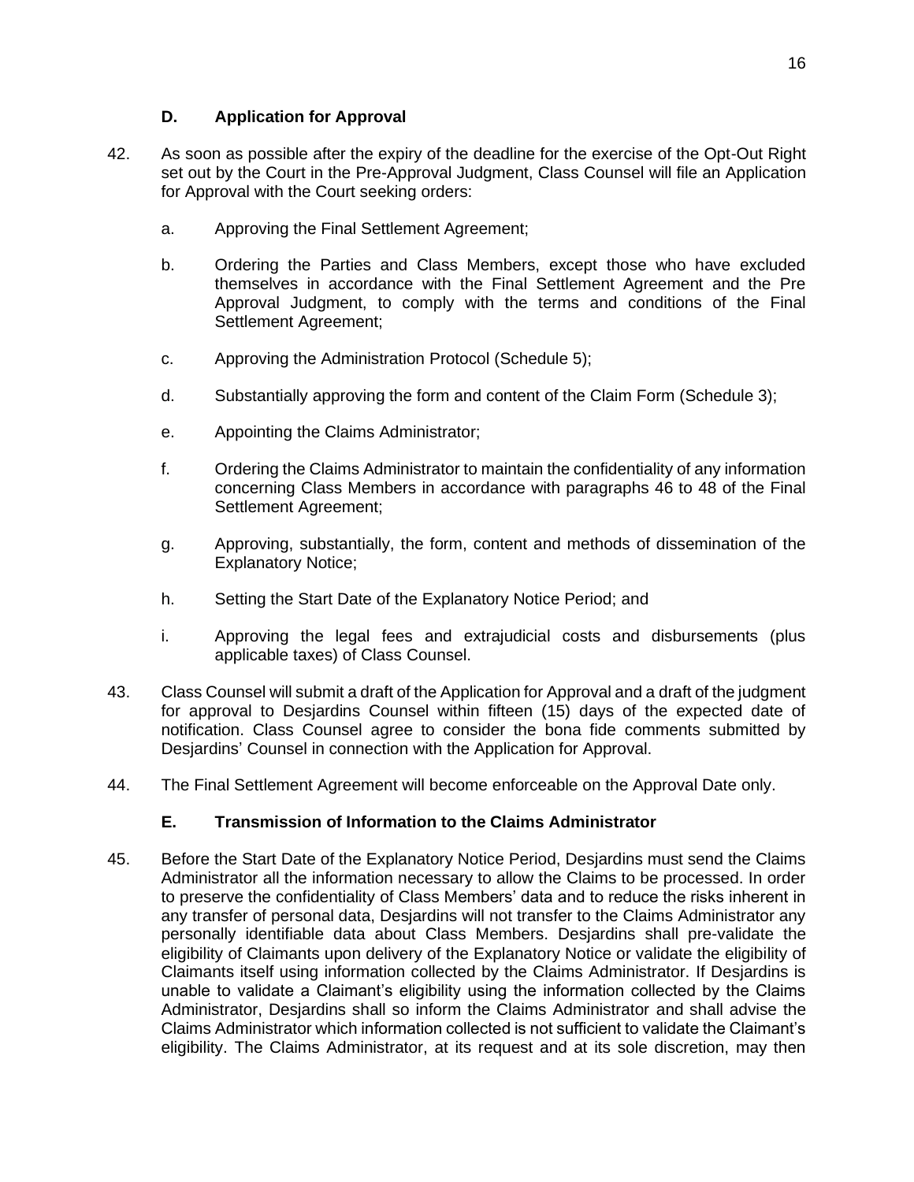### D. Application for Approval

42. As soon as possible after the expiry of the deadline for the exercise of the Opt-Out Right set out by the Court in the Pre-Approval Judgment, Class Counsel will file an Application for Approval with the Court seeking orders:

    a. Approving the Final Settlement Agreement;

    b. Ordering the Parties and Class Members, except those who have excluded themselves in accordance with the Final Settlement Agreement and the Pre Approval Judgment, to comply with the terms and conditions of the Final Settlement Agreement;

    c. Approving the Administration Protocol (Schedule 5);

    d. Substantially approving the form and content of the Claim Form (Schedule 3);

    e. Appointing the Claims Administrator;

    f. Ordering the Claims Administrator to maintain the confidentiality of any information concerning Class Members in accordance with paragraphs 46 to 48 of the Final Settlement Agreement;

    g. Approving, substantially, the form, content and methods of dissemination of the Explanatory Notice;

    h. Setting the Start Date of the Explanatory Notice Period; and

    i. Approving the legal fees and extrajudicial costs and disbursements (plus applicable taxes) of Class Counsel.

43. Class Counsel will submit a draft of the Application for Approval and a draft of the judgment for approval to Desjardins Counsel within fifteen (15) days of the expected date of notification. Class Counsel agree to consider the bona fide comments submitted by Desjardins' Counsel in connection with the Application for Approval.

44. The Final Settlement Agreement will become enforceable on the Approval Date only.

### E. Transmission of Information to the Claims Administrator

45. Before the Start Date of the Explanatory Notice Period, Desjardins must send the Claims Administrator all the information necessary to allow the Claims to be processed. In order to preserve the confidentiality of Class Members' data and to reduce the risks inherent in any transfer of personal data, Desjardins will not transfer to the Claims Administrator any personally identifiable data about Class Members. Desjardins shall pre-validate the eligibility of Claimants upon delivery of the Explanatory Notice or validate the eligibility of Claimants itself using information collected by the Claims Administrator. If Desjardins is unable to validate a Claimant's eligibility using the information collected by the Claims Administrator, Desjardins shall so inform the Claims Administrator and shall advise the Claims Administrator which information collected is not sufficient to validate the Claimant's eligibility. The Claims Administrator, at its request and at its sole discretion, may then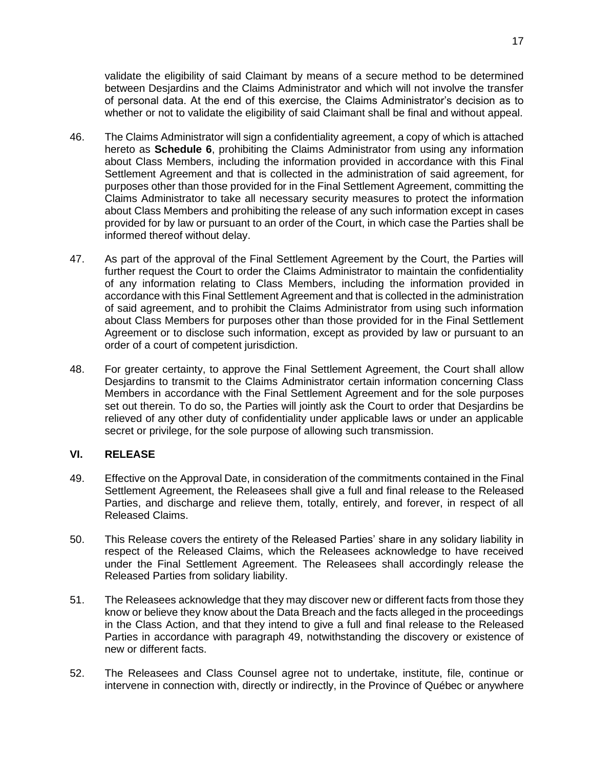validate the eligibility of said Claimant by means of a secure method to be determined between Desjardins and the Claims Administrator and which will not involve the transfer of personal data. At the end of this exercise, the Claims Administrator's decision as to whether or not to validate the eligibility of said Claimant shall be final and without appeal.

46. The Claims Administrator will sign a confidentiality agreement, a copy of which is attached hereto as **Schedule 6**, prohibiting the Claims Administrator from using any information about Class Members, including the information provided in accordance with this Final Settlement Agreement and that is collected in the administration of said agreement, for purposes other than those provided for in the Final Settlement Agreement, committing the Claims Administrator to take all necessary security measures to protect the information about Class Members and prohibiting the release of any such information except in cases provided for by law or pursuant to an order of the Court, in which case the Parties shall be informed thereof without delay.

47. As part of the approval of the Final Settlement Agreement by the Court, the Parties will further request the Court to order the Claims Administrator to maintain the confidentiality of any information relating to Class Members, including the information provided in accordance with this Final Settlement Agreement and that is collected in the administration of said agreement, and to prohibit the Claims Administrator from using such information about Class Members for purposes other than those provided for in the Final Settlement Agreement or to disclose such information, except as provided by law or pursuant to an order of a court of competent jurisdiction.

48. For greater certainty, to approve the Final Settlement Agreement, the Court shall allow Desjardins to transmit to the Claims Administrator certain information concerning Class Members in accordance with the Final Settlement Agreement and for the sole purposes set out therein. To do so, the Parties will jointly ask the Court to order that Desjardins be relieved of any other duty of confidentiality under applicable laws or under an applicable secret or privilege, for the sole purpose of allowing such transmission.

## VI. RELEASE

49. Effective on the Approval Date, in consideration of the commitments contained in the Final Settlement Agreement, the Releasees shall give a full and final release to the Released Parties, and discharge and relieve them, totally, entirely, and forever, in respect of all Released Claims.

50. This Release covers the entirety of the Released Parties' share in any solidary liability in respect of the Released Claims, which the Releasees acknowledge to have received under the Final Settlement Agreement. The Releasees shall accordingly release the Released Parties from solidary liability.

51. The Releasees acknowledge that they may discover new or different facts from those they know or believe they know about the Data Breach and the facts alleged in the proceedings in the Class Action, and that they intend to give a full and final release to the Released Parties in accordance with paragraph 49, notwithstanding the discovery or existence of new or different facts.

52. The Releasees and Class Counsel agree not to undertake, institute, file, continue or intervene in connection with, directly or indirectly, in the Province of Québec or anywhere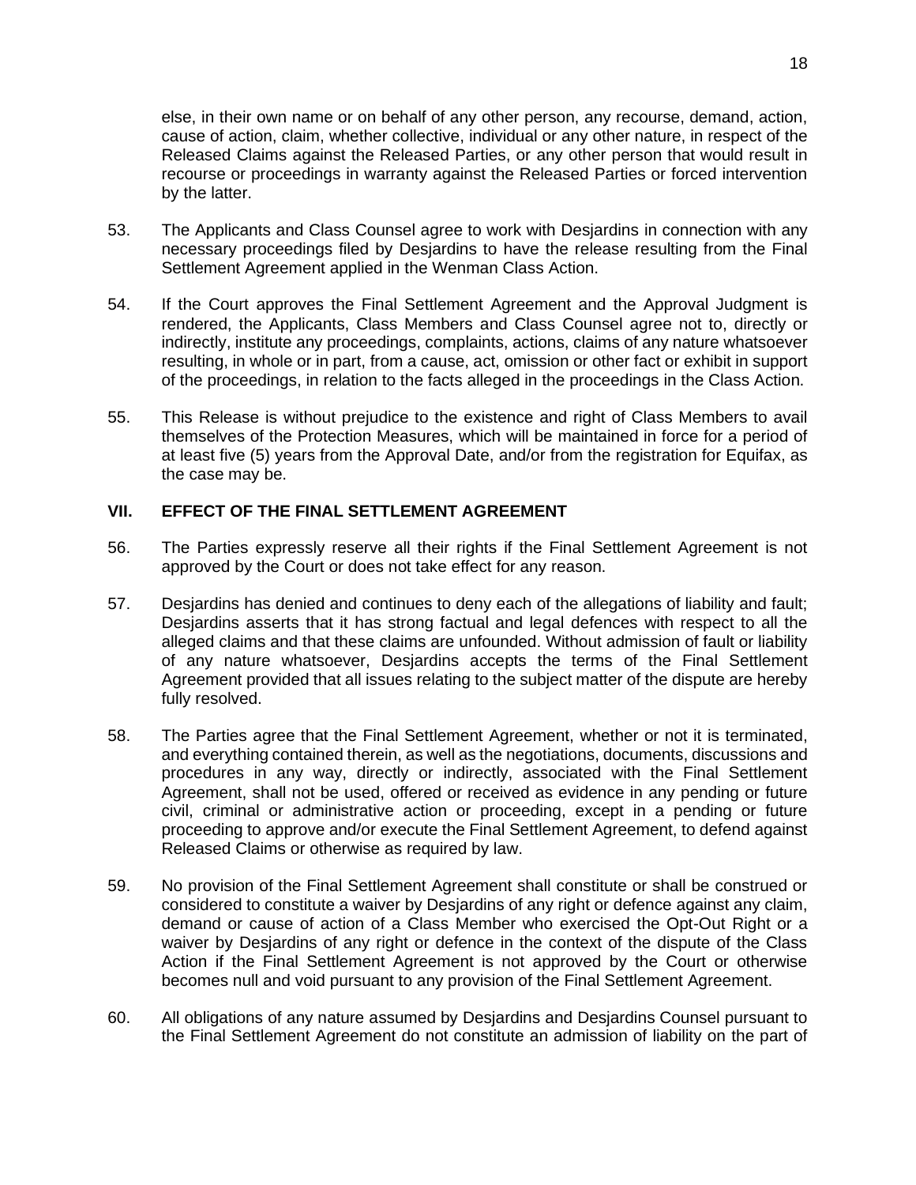else, in their own name or on behalf of any other person, any recourse, demand, action, cause of action, claim, whether collective, individual or any other nature, in respect of the Released Claims against the Released Parties, or any other person that would result in recourse or proceedings in warranty against the Released Parties or forced intervention by the latter.

53. The Applicants and Class Counsel agree to work with Desjardins in connection with any necessary proceedings filed by Desjardins to have the release resulting from the Final Settlement Agreement applied in the Wenman Class Action.

54. If the Court approves the Final Settlement Agreement and the Approval Judgment is rendered, the Applicants, Class Members and Class Counsel agree not to, directly or indirectly, institute any proceedings, complaints, actions, claims of any nature whatsoever resulting, in whole or in part, from a cause, act, omission or other fact or exhibit in support of the proceedings, in relation to the facts alleged in the proceedings in the Class Action.

55. This Release is without prejudice to the existence and right of Class Members to avail themselves of the Protection Measures, which will be maintained in force for a period of at least five (5) years from the Approval Date, and/or from the registration for Equifax, as the case may be.

## VII. EFFECT OF THE FINAL SETTLEMENT AGREEMENT

56. The Parties expressly reserve all their rights if the Final Settlement Agreement is not approved by the Court or does not take effect for any reason.

57. Desjardins has denied and continues to deny each of the allegations of liability and fault; Desjardins asserts that it has strong factual and legal defences with respect to all the alleged claims and that these claims are unfounded. Without admission of fault or liability of any nature whatsoever, Desjardins accepts the terms of the Final Settlement Agreement provided that all issues relating to the subject matter of the dispute are hereby fully resolved.

58. The Parties agree that the Final Settlement Agreement, whether or not it is terminated, and everything contained therein, as well as the negotiations, documents, discussions and procedures in any way, directly or indirectly, associated with the Final Settlement Agreement, shall not be used, offered or received as evidence in any pending or future civil, criminal or administrative action or proceeding, except in a pending or future proceeding to approve and/or execute the Final Settlement Agreement, to defend against Released Claims or otherwise as required by law.

59. No provision of the Final Settlement Agreement shall constitute or shall be construed or considered to constitute a waiver by Desjardins of any right or defence against any claim, demand or cause of action of a Class Member who exercised the Opt-Out Right or a waiver by Desjardins of any right or defence in the context of the dispute of the Class Action if the Final Settlement Agreement is not approved by the Court or otherwise becomes null and void pursuant to any provision of the Final Settlement Agreement.

60. All obligations of any nature assumed by Desjardins and Desjardins Counsel pursuant to the Final Settlement Agreement do not constitute an admission of liability on the part of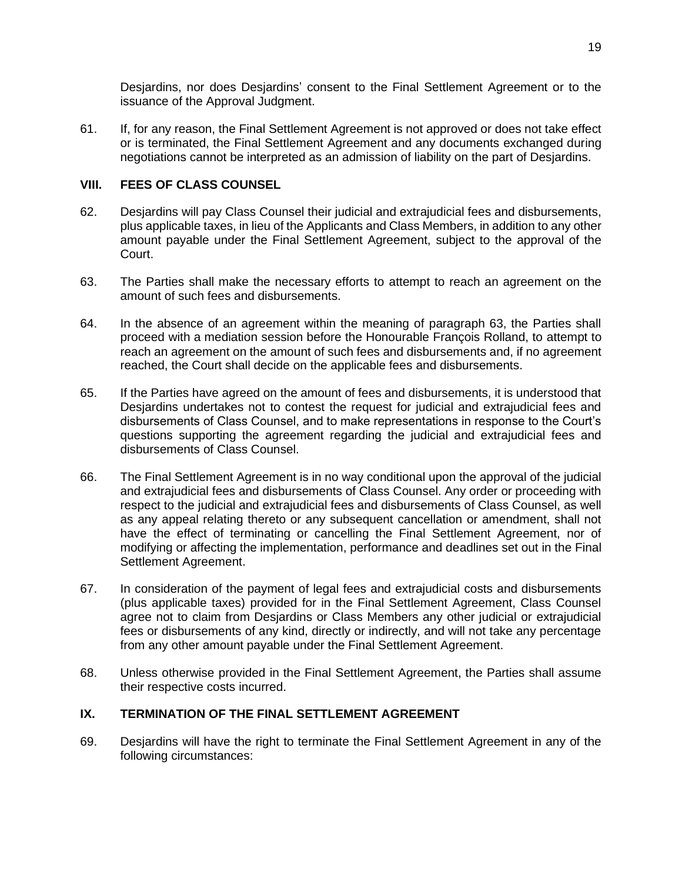Desjardins, nor does Desjardins' consent to the Final Settlement Agreement or to the issuance of the Approval Judgment.

61. If, for any reason, the Final Settlement Agreement is not approved or does not take effect or is terminated, the Final Settlement Agreement and any documents exchanged during negotiations cannot be interpreted as an admission of liability on the part of Desjardins.

## VIII. FEES OF CLASS COUNSEL

62. Desjardins will pay Class Counsel their judicial and extrajudicial fees and disbursements, plus applicable taxes, in lieu of the Applicants and Class Members, in addition to any other amount payable under the Final Settlement Agreement, subject to the approval of the Court.

63. The Parties shall make the necessary efforts to attempt to reach an agreement on the amount of such fees and disbursements.

64. In the absence of an agreement within the meaning of paragraph 63, the Parties shall proceed with a mediation session before the Honourable François Rolland, to attempt to reach an agreement on the amount of such fees and disbursements and, if no agreement reached, the Court shall decide on the applicable fees and disbursements.

65. If the Parties have agreed on the amount of fees and disbursements, it is understood that Desjardins undertakes not to contest the request for judicial and extrajudicial fees and disbursements of Class Counsel, and to make representations in response to the Court's questions supporting the agreement regarding the judicial and extrajudicial fees and disbursements of Class Counsel.

66. The Final Settlement Agreement is in no way conditional upon the approval of the judicial and extrajudicial fees and disbursements of Class Counsel. Any order or proceeding with respect to the judicial and extrajudicial fees and disbursements of Class Counsel, as well as any appeal relating thereto or any subsequent cancellation or amendment, shall not have the effect of terminating or cancelling the Final Settlement Agreement, nor of modifying or affecting the implementation, performance and deadlines set out in the Final Settlement Agreement.

67. In consideration of the payment of legal fees and extrajudicial costs and disbursements (plus applicable taxes) provided for in the Final Settlement Agreement, Class Counsel agree not to claim from Desjardins or Class Members any other judicial or extrajudicial fees or disbursements of any kind, directly or indirectly, and will not take any percentage from any other amount payable under the Final Settlement Agreement.

68. Unless otherwise provided in the Final Settlement Agreement, the Parties shall assume their respective costs incurred.

## IX. TERMINATION OF THE FINAL SETTLEMENT AGREEMENT

69. Desjardins will have the right to terminate the Final Settlement Agreement in any of the following circumstances: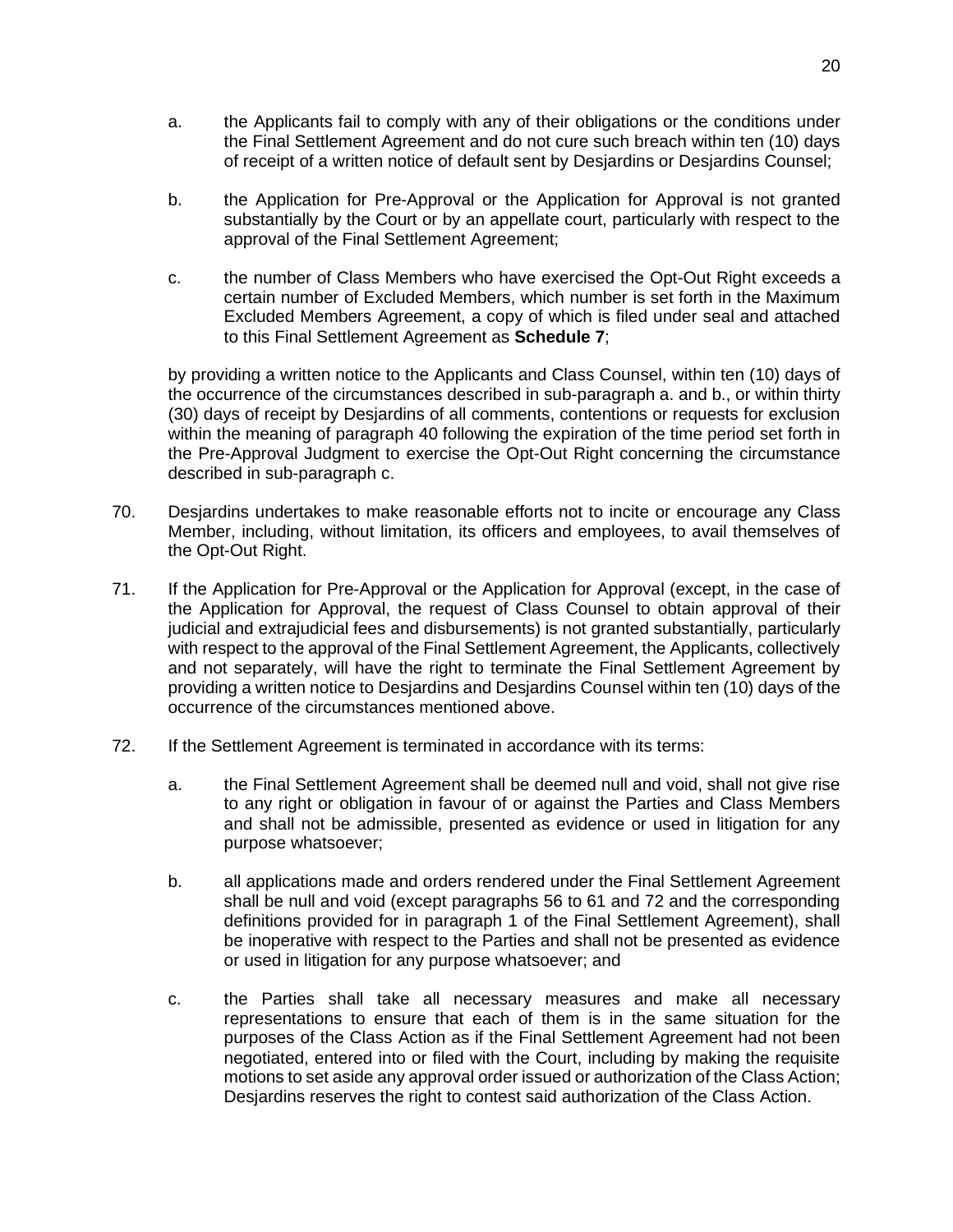a. the Applicants fail to comply with any of their obligations or the conditions under the Final Settlement Agreement and do not cure such breach within ten (10) days of receipt of a written notice of default sent by Desjardins or Desjardins Counsel;

b. the Application for Pre-Approval or the Application for Approval is not granted substantially by the Court or by an appellate court, particularly with respect to the approval of the Final Settlement Agreement;

c. the number of Class Members who have exercised the Opt-Out Right exceeds a certain number of Excluded Members, which number is set forth in the Maximum Excluded Members Agreement, a copy of which is filed under seal and attached to this Final Settlement Agreement as **Schedule 7**;

by providing a written notice to the Applicants and Class Counsel, within ten (10) days of the occurrence of the circumstances described in sub-paragraph a. and b., or within thirty (30) days of receipt by Desjardins of all comments, contentions or requests for exclusion within the meaning of paragraph 40 following the expiration of the time period set forth in the Pre-Approval Judgment to exercise the Opt-Out Right concerning the circumstance described in sub-paragraph c.

70. Desjardins undertakes to make reasonable efforts not to incite or encourage any Class Member, including, without limitation, its officers and employees, to avail themselves of the Opt-Out Right.

71. If the Application for Pre-Approval or the Application for Approval (except, in the case of the Application for Approval, the request of Class Counsel to obtain approval of their judicial and extrajudicial fees and disbursements) is not granted substantially, particularly with respect to the approval of the Final Settlement Agreement, the Applicants, collectively and not separately, will have the right to terminate the Final Settlement Agreement by providing a written notice to Desjardins and Desjardins Counsel within ten (10) days of the occurrence of the circumstances mentioned above.

72. If the Settlement Agreement is terminated in accordance with its terms:

a. the Final Settlement Agreement shall be deemed null and void, shall not give rise to any right or obligation in favour of or against the Parties and Class Members and shall not be admissible, presented as evidence or used in litigation for any purpose whatsoever;

b. all applications made and orders rendered under the Final Settlement Agreement shall be null and void (except paragraphs 56 to 61 and 72 and the corresponding definitions provided for in paragraph 1 of the Final Settlement Agreement), shall be inoperative with respect to the Parties and shall not be presented as evidence or used in litigation for any purpose whatsoever; and

c. the Parties shall take all necessary measures and make all necessary representations to ensure that each of them is in the same situation for the purposes of the Class Action as if the Final Settlement Agreement had not been negotiated, entered into or filed with the Court, including by making the requisite motions to set aside any approval order issued or authorization of the Class Action; Desjardins reserves the right to contest said authorization of the Class Action.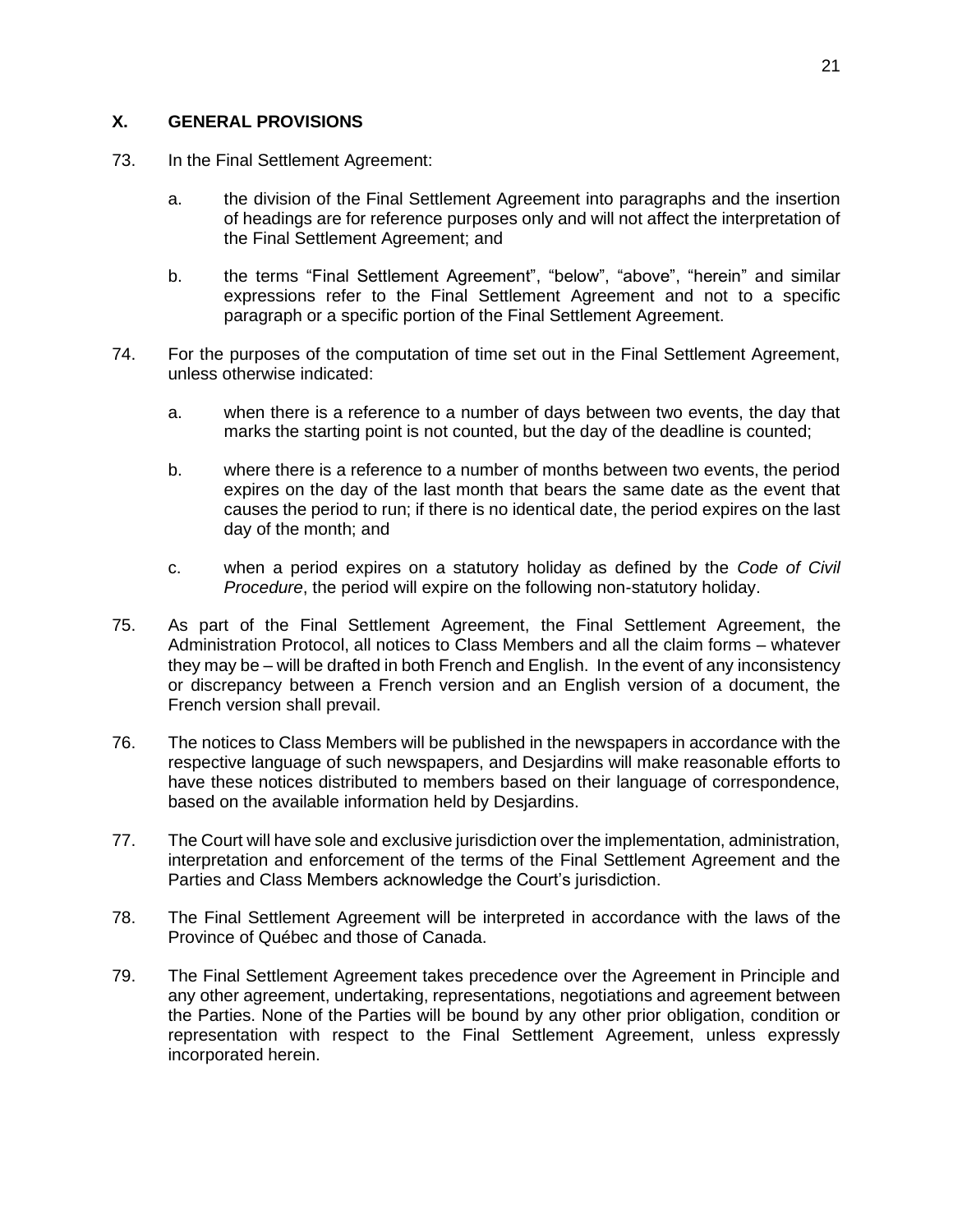## X. GENERAL PROVISIONS

73. In the Final Settlement Agreement:

    a. the division of the Final Settlement Agreement into paragraphs and the insertion of headings are for reference purposes only and will not affect the interpretation of the Final Settlement Agreement; and

    b. the terms "Final Settlement Agreement", "below", "above", "herein" and similar expressions refer to the Final Settlement Agreement and not to a specific paragraph or a specific portion of the Final Settlement Agreement.

74. For the purposes of the computation of time set out in the Final Settlement Agreement, unless otherwise indicated:

    a. when there is a reference to a number of days between two events, the day that marks the starting point is not counted, but the day of the deadline is counted;

    b. where there is a reference to a number of months between two events, the period expires on the day of the last month that bears the same date as the event that causes the period to run; if there is no identical date, the period expires on the last day of the month; and

    c. when a period expires on a statutory holiday as defined by the *Code of Civil Procedure*, the period will expire on the following non-statutory holiday.

75. As part of the Final Settlement Agreement, the Final Settlement Agreement, the Administration Protocol, all notices to Class Members and all the claim forms – whatever they may be – will be drafted in both French and English. In the event of any inconsistency or discrepancy between a French version and an English version of a document, the French version shall prevail.

76. The notices to Class Members will be published in the newspapers in accordance with the respective language of such newspapers, and Desjardins will make reasonable efforts to have these notices distributed to members based on their language of correspondence, based on the available information held by Desjardins.

77. The Court will have sole and exclusive jurisdiction over the implementation, administration, interpretation and enforcement of the terms of the Final Settlement Agreement and the Parties and Class Members acknowledge the Court's jurisdiction.

78. The Final Settlement Agreement will be interpreted in accordance with the laws of the Province of Québec and those of Canada.

79. The Final Settlement Agreement takes precedence over the Agreement in Principle and any other agreement, undertaking, representations, negotiations and agreement between the Parties. None of the Parties will be bound by any other prior obligation, condition or representation with respect to the Final Settlement Agreement, unless expressly incorporated herein.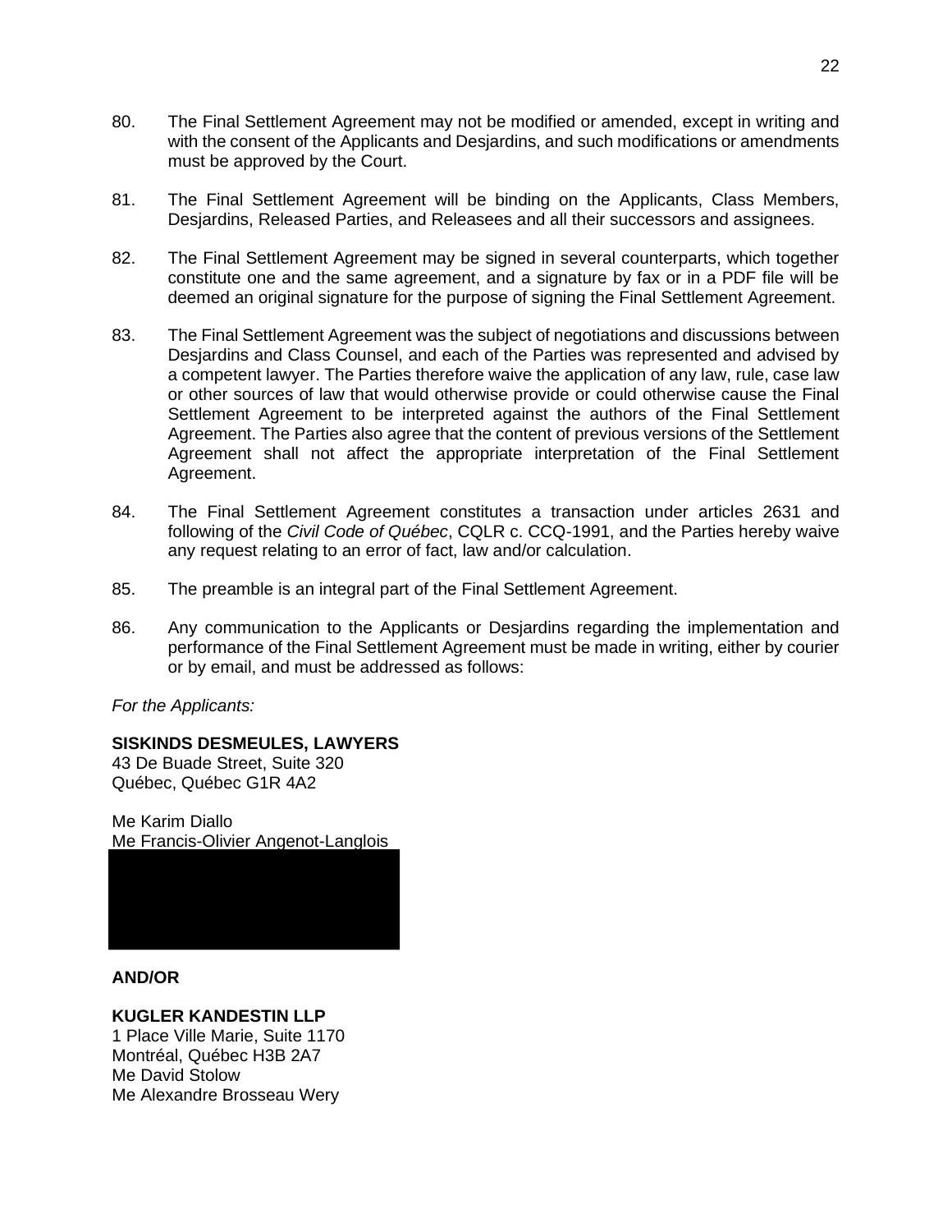80. The Final Settlement Agreement may not be modified or amended, except in writing and with the consent of the Applicants and Desjardins, and such modifications or amendments must be approved by the Court.

81. The Final Settlement Agreement will be binding on the Applicants, Class Members, Desjardins, Released Parties, and Releasees and all their successors and assignees.

82. The Final Settlement Agreement may be signed in several counterparts, which together constitute one and the same agreement, and a signature by fax or in a PDF file will be deemed an original signature for the purpose of signing the Final Settlement Agreement.

83. The Final Settlement Agreement was the subject of negotiations and discussions between Desjardins and Class Counsel, and each of the Parties was represented and advised by a competent lawyer. The Parties therefore waive the application of any law, rule, case law or other sources of law that would otherwise provide or could otherwise cause the Final Settlement Agreement to be interpreted against the authors of the Final Settlement Agreement. The Parties also agree that the content of previous versions of the Settlement Agreement shall not affect the appropriate interpretation of the Final Settlement Agreement.

84. The Final Settlement Agreement constitutes a transaction under articles 2631 and following of the *Civil Code of Québec*, CQLR c. CCQ-1991, and the Parties hereby waive any request relating to an error of fact, law and/or calculation.

85. The preamble is an integral part of the Final Settlement Agreement.

86. Any communication to the Applicants or Desjardins regarding the implementation and performance of the Final Settlement Agreement must be made in writing, either by courier or by email, and must be addressed as follows:

*For the Applicants:*

**SISKINDS DESMEULES, LAWYERS**
43 De Buade Street, Suite 320
Québec, Québec G1R 4A2

Me Karim Diallo
Me Francis-Olivier Angenot-Langlois

**AND/OR**

**KUGLER KANDESTIN LLP**
1 Place Ville Marie, Suite 1170
Montréal, Québec H3B 2A7
Me David Stolow
Me Alexandre Brosseau Wery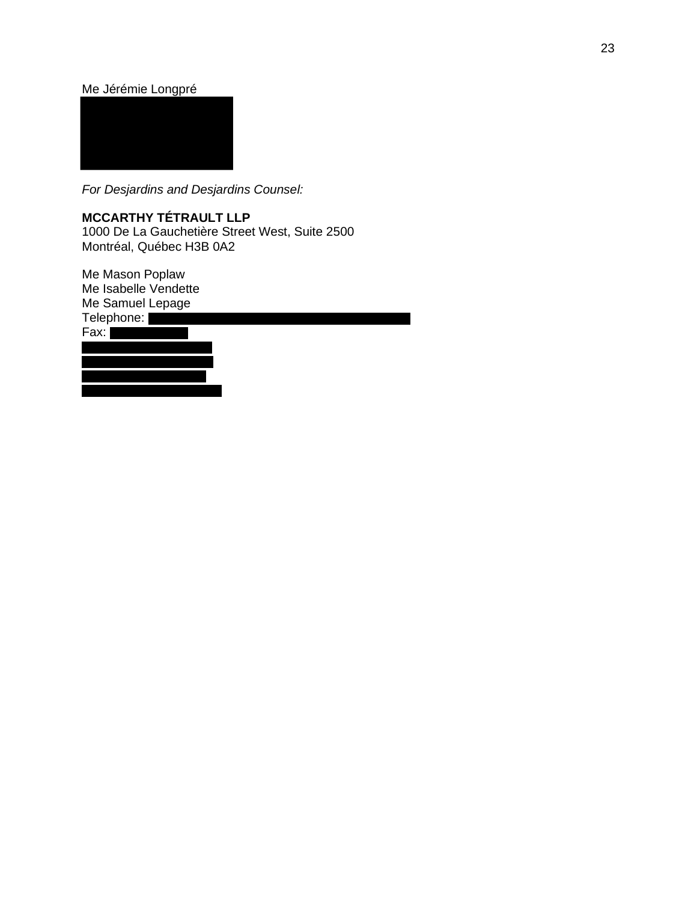Me Jérémie Longpré

*For Desjardins and Desjardins Counsel:*

**MCCARTHY TÉTRAULT LLP**
1000 De La Gauchetière Street West, Suite 2500
Montréal, Québec H3B 0A2

Me Mason Poplaw
Me Isabelle Vendette
Me Samuel Lepage
Telephone:
Fax: